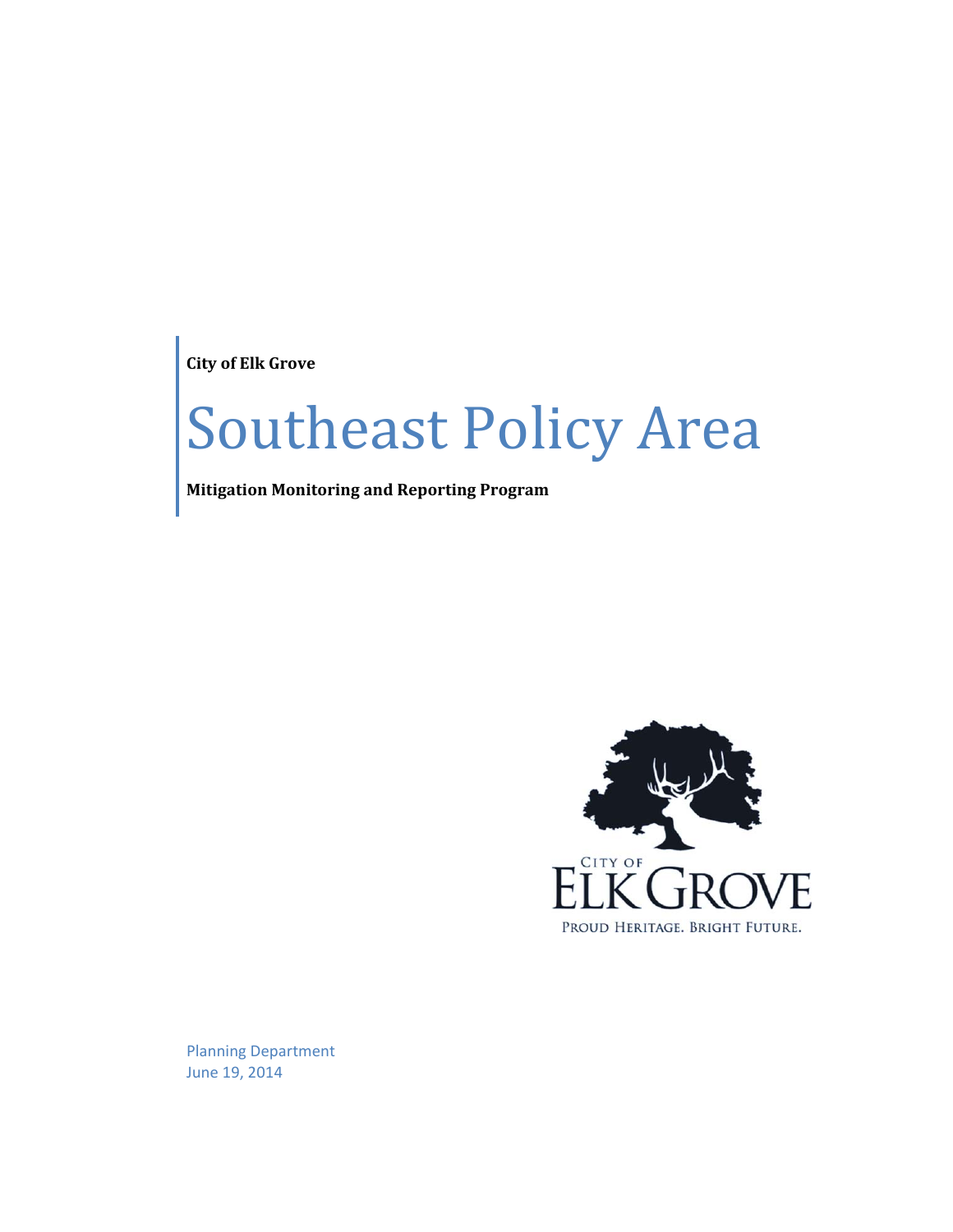**City of Elk Grove**

# Southeast Policy Area

**Mitigation Monitoring and Reporting Program**

Planning Department
June 19, 2014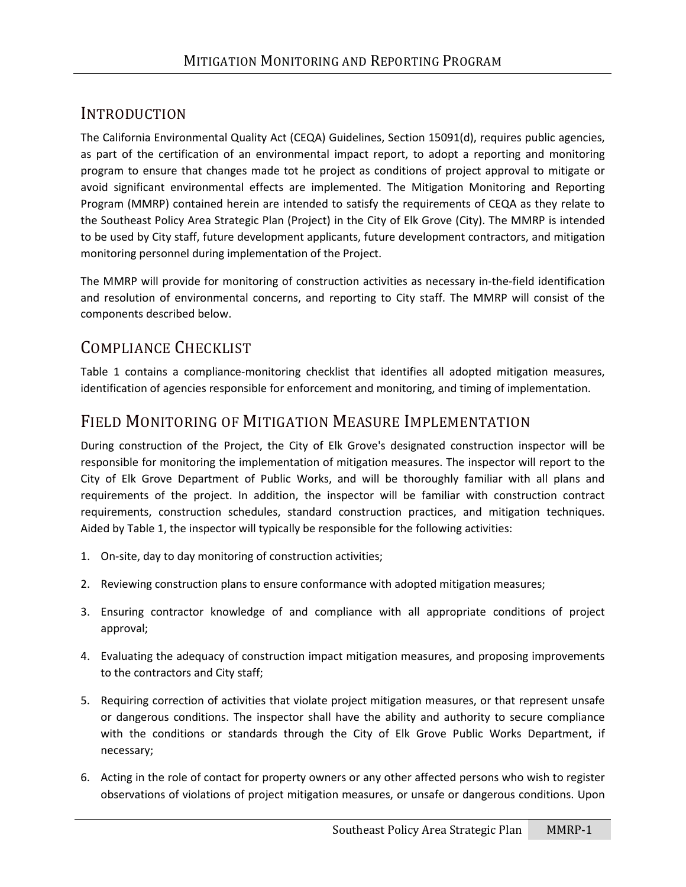# Mitigation Monitoring and Reporting Program

## Introduction

The California Environmental Quality Act (CEQA) Guidelines, Section 15091(d), requires public agencies, as part of the certification of an environmental impact report, to adopt a reporting and monitoring program to ensure that changes made tot he project as conditions of project approval to mitigate or avoid significant environmental effects are implemented. The Mitigation Monitoring and Reporting Program (MMRP) contained herein are intended to satisfy the requirements of CEQA as they relate to the Southeast Policy Area Strategic Plan (Project) in the City of Elk Grove (City). The MMRP is intended to be used by City staff, future development applicants, future development contractors, and mitigation monitoring personnel during implementation of the Project.

The MMRP will provide for monitoring of construction activities as necessary in-the-field identification and resolution of environmental concerns, and reporting to City staff. The MMRP will consist of the components described below.

## Compliance Checklist

Table 1 contains a compliance-monitoring checklist that identifies all adopted mitigation measures, identification of agencies responsible for enforcement and monitoring, and timing of implementation.

## Field Monitoring of Mitigation Measure Implementation

During construction of the Project, the City of Elk Grove's designated construction inspector will be responsible for monitoring the implementation of mitigation measures. The inspector will report to the City of Elk Grove Department of Public Works, and will be thoroughly familiar with all plans and requirements of the project. In addition, the inspector will be familiar with construction contract requirements, construction schedules, standard construction practices, and mitigation techniques. Aided by Table 1, the inspector will typically be responsible for the following activities:

1. On-site, day to day monitoring of construction activities;
2. Reviewing construction plans to ensure conformance with adopted mitigation measures;
3. Ensuring contractor knowledge of and compliance with all appropriate conditions of project approval;
4. Evaluating the adequacy of construction impact mitigation measures, and proposing improvements to the contractors and City staff;
5. Requiring correction of activities that violate project mitigation measures, or that represent unsafe or dangerous conditions. The inspector shall have the ability and authority to secure compliance with the conditions or standards through the City of Elk Grove Public Works Department, if necessary;
6. Acting in the role of contact for property owners or any other affected persons who wish to register observations of violations of project mitigation measures, or unsafe or dangerous conditions. Upon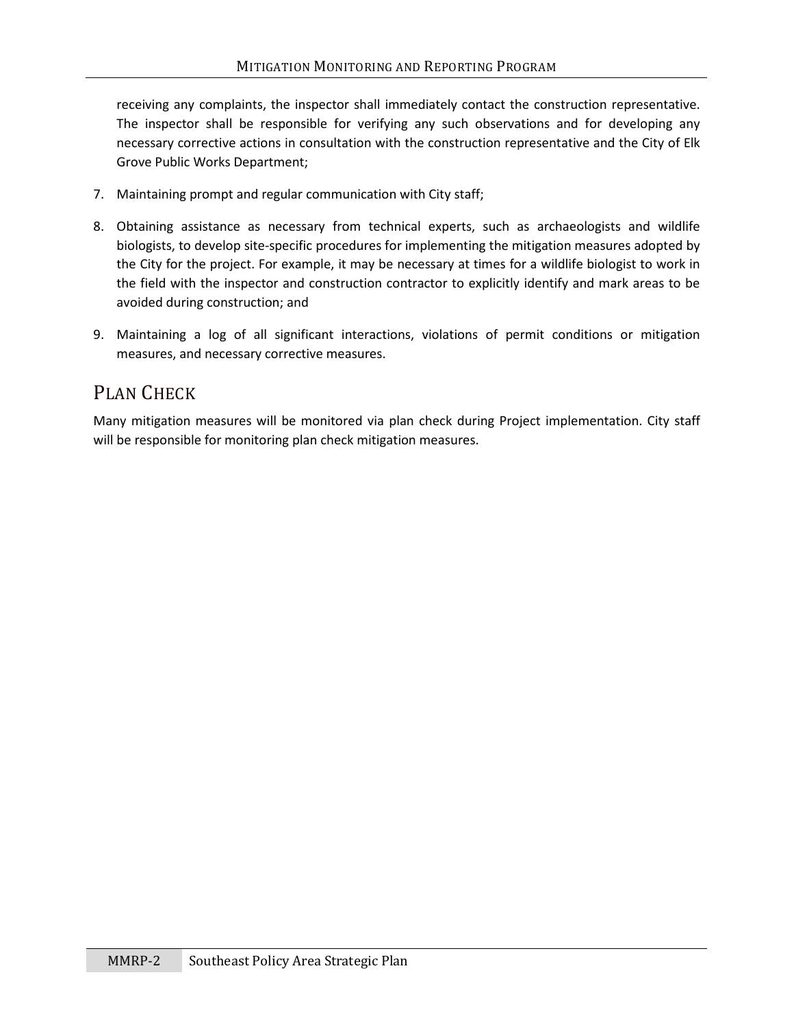receiving any complaints, the inspector shall immediately contact the construction representative. The inspector shall be responsible for verifying any such observations and for developing any necessary corrective actions in consultation with the construction representative and the City of Elk Grove Public Works Department;

7. Maintaining prompt and regular communication with City staff;

8. Obtaining assistance as necessary from technical experts, such as archaeologists and wildlife biologists, to develop site-specific procedures for implementing the mitigation measures adopted by the City for the project. For example, it may be necessary at times for a wildlife biologist to work in the field with the inspector and construction contractor to explicitly identify and mark areas to be avoided during construction; and

9. Maintaining a log of all significant interactions, violations of permit conditions or mitigation measures, and necessary corrective measures.

## Plan Check

Many mitigation measures will be monitored via plan check during Project implementation. City staff will be responsible for monitoring plan check mitigation measures.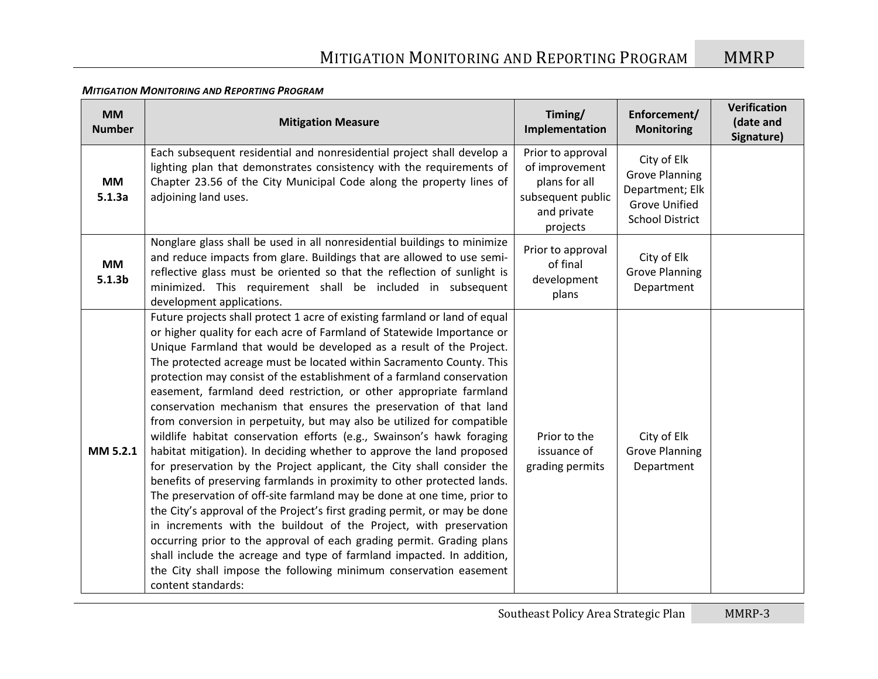***Mitigation Monitoring and Reporting Program***

| MM Number | Mitigation Measure | Timing/ Implementation | Enforcement/ Monitoring | Verification (date and Signature) |
|---|---|---|---|---|
| **MM 5.1.3a** | Each subsequent residential and nonresidential project shall develop a lighting plan that demonstrates consistency with the requirements of Chapter 23.56 of the City Municipal Code along the property lines of adjoining land uses. | Prior to approval of improvement plans for all subsequent public and private projects | City of Elk Grove Planning Department; Elk Grove Unified School District | |
| **MM 5.1.3b** | Nonglare glass shall be used in all nonresidential buildings to minimize and reduce impacts from glare. Buildings that are allowed to use semi-reflective glass must be oriented so that the reflection of sunlight is minimized. This requirement shall be included in subsequent development applications. | Prior to approval of final development plans | City of Elk Grove Planning Department | |
| **MM 5.2.1** | Future projects shall protect 1 acre of existing farmland or land of equal or higher quality for each acre of Farmland of Statewide Importance or Unique Farmland that would be developed as a result of the Project. The protected acreage must be located within Sacramento County. This protection may consist of the establishment of a farmland conservation easement, farmland deed restriction, or other appropriate farmland conservation mechanism that ensures the preservation of that land from conversion in perpetuity, but may also be utilized for compatible wildlife habitat conservation efforts (e.g., Swainson's hawk foraging habitat mitigation). In deciding whether to approve the land proposed for preservation by the Project applicant, the City shall consider the benefits of preserving farmlands in proximity to other protected lands. The preservation of off-site farmland may be done at one time, prior to the City's approval of the Project's first grading permit, or may be done in increments with the buildout of the Project, with preservation occurring prior to the approval of each grading permit. Grading plans shall include the acreage and type of farmland impacted. In addition, the City shall impose the following minimum conservation easement content standards: | Prior to the issuance of grading permits | City of Elk Grove Planning Department | |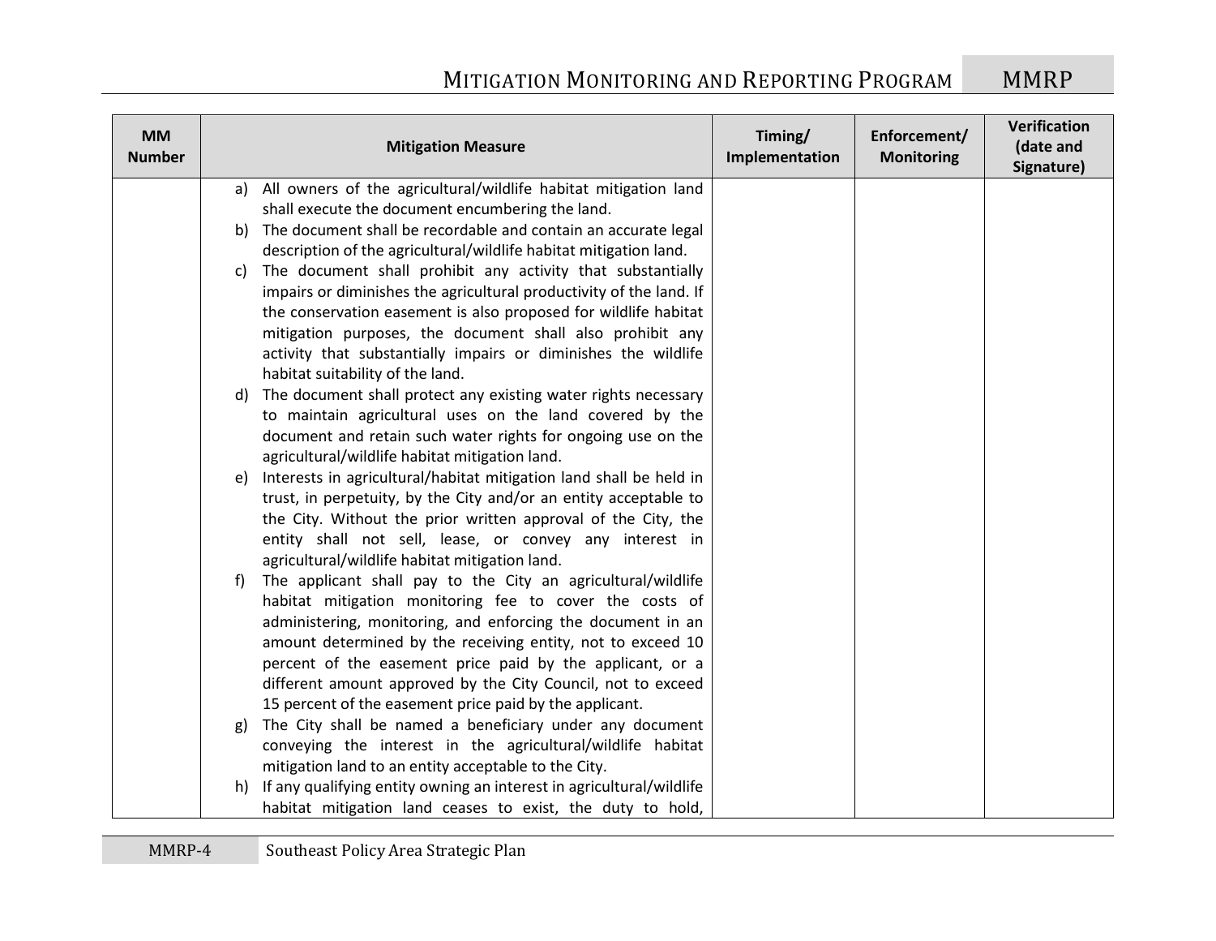| MM Number | Mitigation Measure | Timing/ Implementation | Enforcement/ Monitoring | Verification (date and Signature) |
|---|---|---|---|---|
| | a) All owners of the agricultural/wildlife habitat mitigation land shall execute the document encumbering the land.<br>b) The document shall be recordable and contain an accurate legal description of the agricultural/wildlife habitat mitigation land.<br>c) The document shall prohibit any activity that substantially impairs or diminishes the agricultural productivity of the land. If the conservation easement is also proposed for wildlife habitat mitigation purposes, the document shall also prohibit any activity that substantially impairs or diminishes the wildlife habitat suitability of the land.<br>d) The document shall protect any existing water rights necessary to maintain agricultural uses on the land covered by the document and retain such water rights for ongoing use on the agricultural/wildlife habitat mitigation land.<br>e) Interests in agricultural/habitat mitigation land shall be held in trust, in perpetuity, by the City and/or an entity acceptable to the City. Without the prior written approval of the City, the entity shall not sell, lease, or convey any interest in agricultural/wildlife habitat mitigation land.<br>f) The applicant shall pay to the City an agricultural/wildlife habitat mitigation monitoring fee to cover the costs of administering, monitoring, and enforcing the document in an amount determined by the receiving entity, not to exceed 10 percent of the easement price paid by the applicant, or a different amount approved by the City Council, not to exceed 15 percent of the easement price paid by the applicant.<br>g) The City shall be named a beneficiary under any document conveying the interest in the agricultural/wildlife habitat mitigation land to an entity acceptable to the City.<br>h) If any qualifying entity owning an interest in agricultural/wildlife habitat mitigation land ceases to exist, the duty to hold, | | | |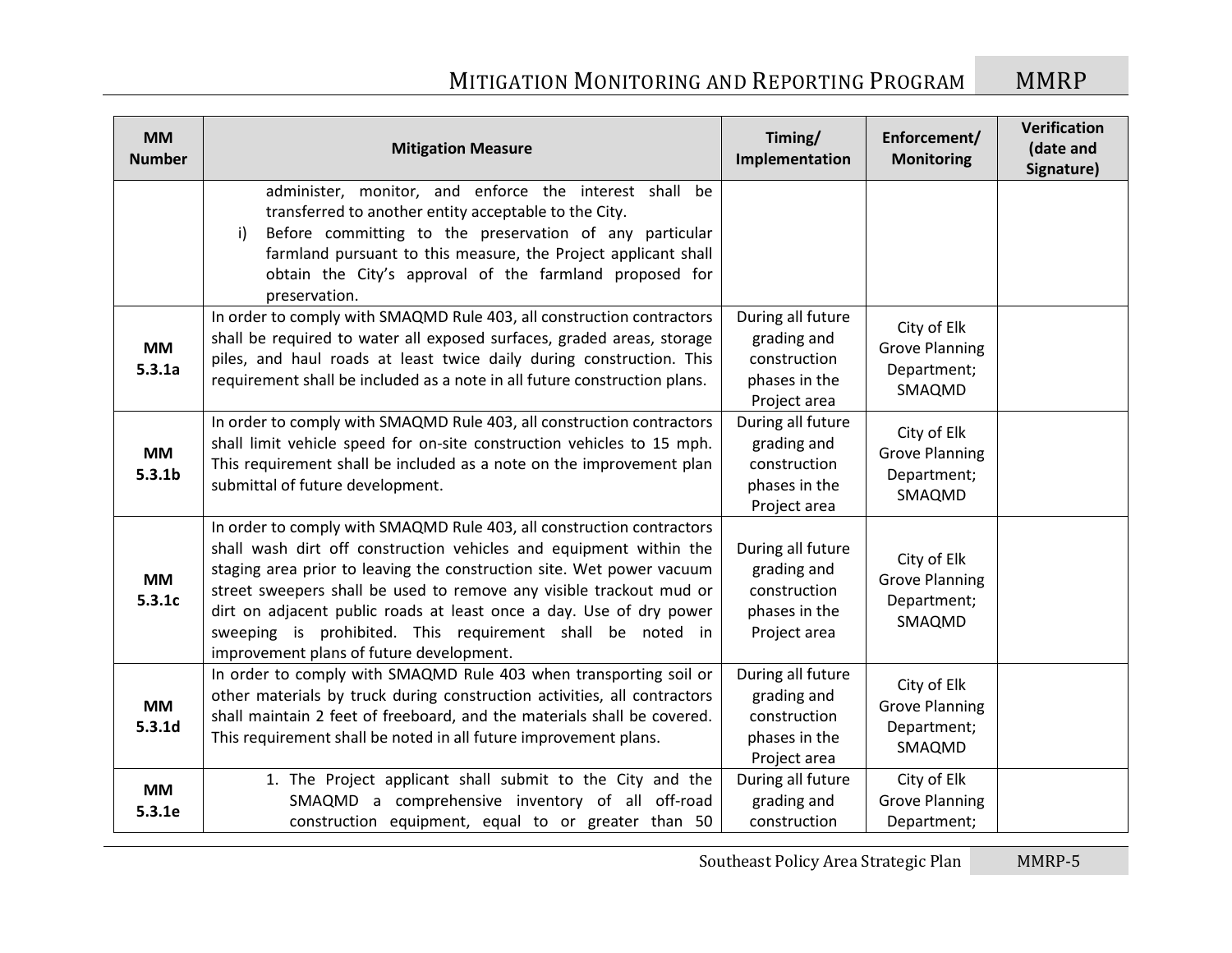| MM Number | Mitigation Measure | Timing/ Implementation | Enforcement/ Monitoring | Verification (date and Signature) |
|---|---|---|---|---|
| | administer, monitor, and enforce the interest shall be transferred to another entity acceptable to the City.<br>i) Before committing to the preservation of any particular farmland pursuant to this measure, the Project applicant shall obtain the City's approval of the farmland proposed for preservation. | | | |
| **MM 5.3.1a** | In order to comply with SMAQMD Rule 403, all construction contractors shall be required to water all exposed surfaces, graded areas, storage piles, and haul roads at least twice daily during construction. This requirement shall be included as a note in all future construction plans. | During all future grading and construction phases in the Project area | City of Elk Grove Planning Department; SMAQMD | |
| **MM 5.3.1b** | In order to comply with SMAQMD Rule 403, all construction contractors shall limit vehicle speed for on-site construction vehicles to 15 mph. This requirement shall be included as a note on the improvement plan submittal of future development. | During all future grading and construction phases in the Project area | City of Elk Grove Planning Department; SMAQMD | |
| **MM 5.3.1c** | In order to comply with SMAQMD Rule 403, all construction contractors shall wash dirt off construction vehicles and equipment within the staging area prior to leaving the construction site. Wet power vacuum street sweepers shall be used to remove any visible trackout mud or dirt on adjacent public roads at least once a day. Use of dry power sweeping is prohibited. This requirement shall be noted in improvement plans of future development. | During all future grading and construction phases in the Project area | City of Elk Grove Planning Department; SMAQMD | |
| **MM 5.3.1d** | In order to comply with SMAQMD Rule 403 when transporting soil or other materials by truck during construction activities, all contractors shall maintain 2 feet of freeboard, and the materials shall be covered. This requirement shall be noted in all future improvement plans. | During all future grading and construction phases in the Project area | City of Elk Grove Planning Department; SMAQMD | |
| **MM 5.3.1e** | 1. The Project applicant shall submit to the City and the SMAQMD a comprehensive inventory of all off-road construction equipment, equal to or greater than 50 | During all future grading and construction | City of Elk Grove Planning Department; | |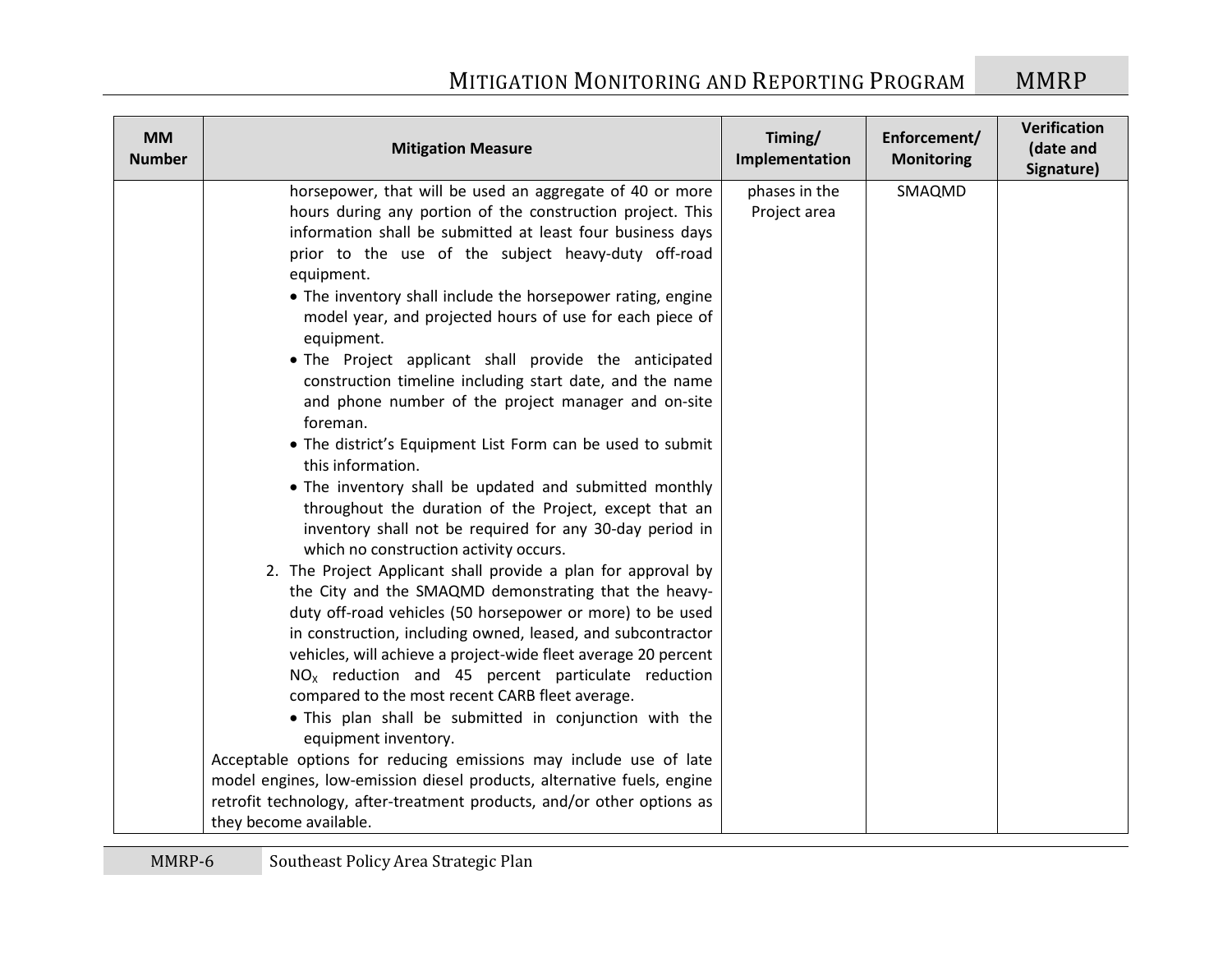| MM Number | Mitigation Measure | Timing/ Implementation | Enforcement/ Monitoring | Verification (date and Signature) |
|---|---|---|---|---|
| | horsepower, that will be used an aggregate of 40 or more hours during any portion of the construction project. This information shall be submitted at least four business days prior to the use of the subject heavy-duty off-road equipment.<br>• The inventory shall include the horsepower rating, engine model year, and projected hours of use for each piece of equipment.<br>• The Project applicant shall provide the anticipated construction timeline including start date, and the name and phone number of the project manager and on-site foreman.<br>• The district's Equipment List Form can be used to submit this information.<br>• The inventory shall be updated and submitted monthly throughout the duration of the Project, except that an inventory shall not be required for any 30-day period in which no construction activity occurs.<br>2. The Project Applicant shall provide a plan for approval by the City and the SMAQMD demonstrating that the heavy-duty off-road vehicles (50 horsepower or more) to be used in construction, including owned, leased, and subcontractor vehicles, will achieve a project-wide fleet average 20 percent $NO_X$ reduction and 45 percent particulate reduction compared to the most recent CARB fleet average.<br>• This plan shall be submitted in conjunction with the equipment inventory.<br>Acceptable options for reducing emissions may include use of late model engines, low-emission diesel products, alternative fuels, engine retrofit technology, after-treatment products, and/or other options as they become available. | phases in the Project area | SMAQMD | |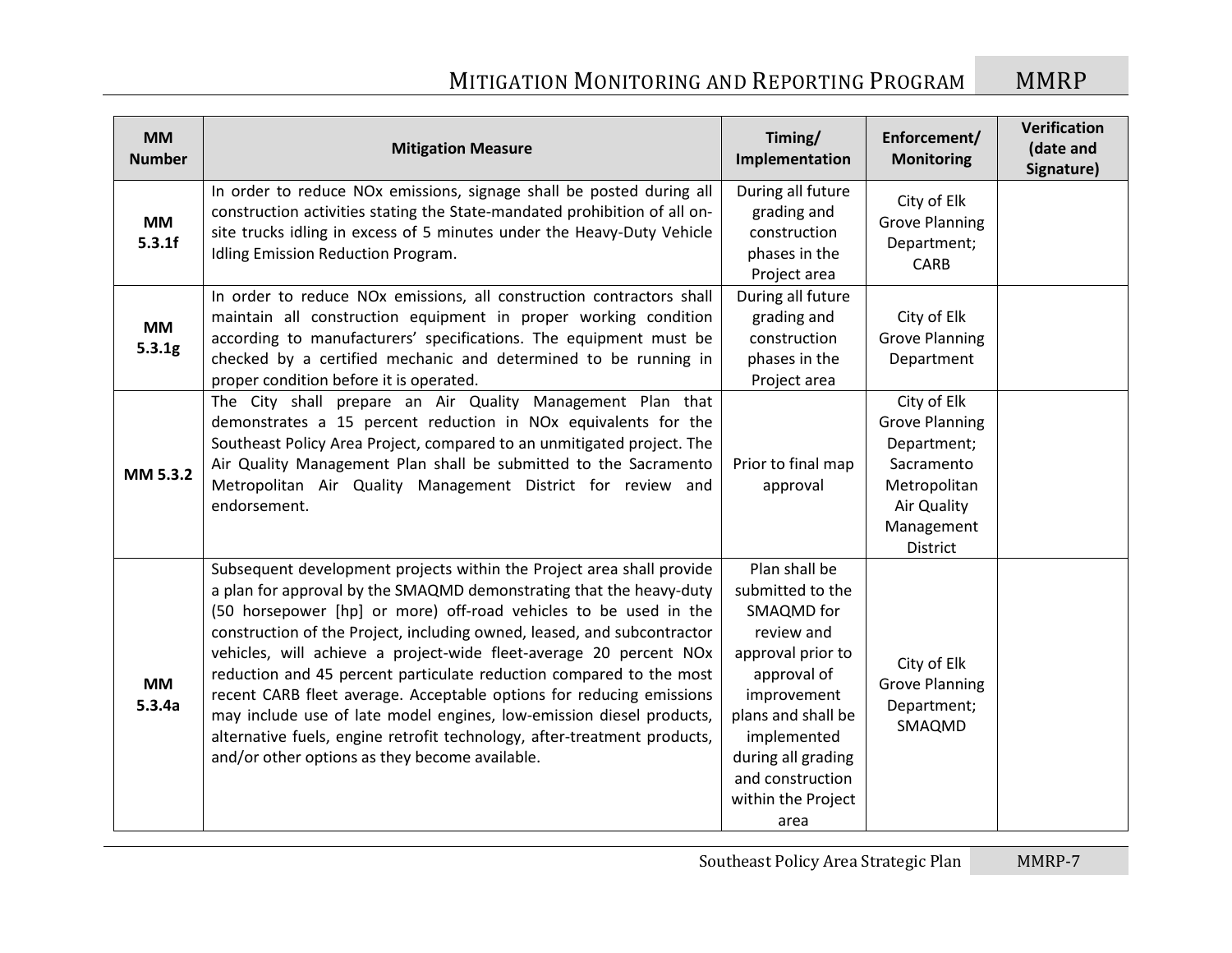| MM Number | Mitigation Measure | Timing/ Implementation | Enforcement/ Monitoring | Verification (date and Signature) |
|---|---|---|---|---|
| MM 5.3.1f | In order to reduce NOx emissions, signage shall be posted during all construction activities stating the State-mandated prohibition of all on-site trucks idling in excess of 5 minutes under the Heavy-Duty Vehicle Idling Emission Reduction Program. | During all future grading and construction phases in the Project area | City of Elk Grove Planning Department; CARB | |
| MM 5.3.1g | In order to reduce NOx emissions, all construction contractors shall maintain all construction equipment in proper working condition according to manufacturers' specifications. The equipment must be checked by a certified mechanic and determined to be running in proper condition before it is operated. | During all future grading and construction phases in the Project area | City of Elk Grove Planning Department | |
| MM 5.3.2 | The City shall prepare an Air Quality Management Plan that demonstrates a 15 percent reduction in NOx equivalents for the Southeast Policy Area Project, compared to an unmitigated project. The Air Quality Management Plan shall be submitted to the Sacramento Metropolitan Air Quality Management District for review and endorsement. | Prior to final map approval | City of Elk Grove Planning Department; Sacramento Metropolitan Air Quality Management District | |
| MM 5.3.4a | Subsequent development projects within the Project area shall provide a plan for approval by the SMAQMD demonstrating that the heavy-duty (50 horsepower [hp] or more) off-road vehicles to be used in the construction of the Project, including owned, leased, and subcontractor vehicles, will achieve a project-wide fleet-average 20 percent NOx reduction and 45 percent particulate reduction compared to the most recent CARB fleet average. Acceptable options for reducing emissions may include use of late model engines, low-emission diesel products, alternative fuels, engine retrofit technology, after-treatment products, and/or other options as they become available. | Plan shall be submitted to the SMAQMD for review and approval prior to approval of improvement plans and shall be implemented during all grading and construction within the Project area | City of Elk Grove Planning Department; SMAQMD | |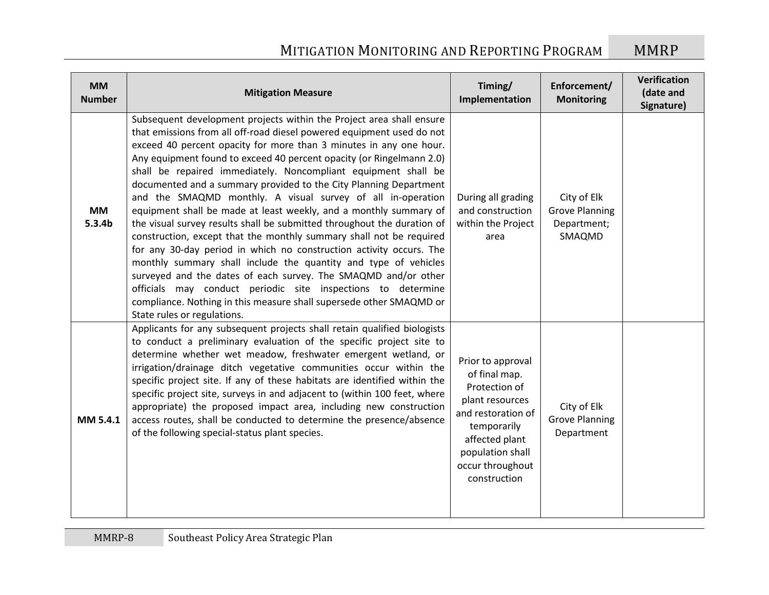| MM Number | Mitigation Measure | Timing/ Implementation | Enforcement/ Monitoring | Verification (date and Signature) |
|---|---|---|---|---|
| **MM 5.3.4b** | Subsequent development projects within the Project area shall ensure that emissions from all off-road diesel powered equipment used do not exceed 40 percent opacity for more than 3 minutes in any one hour. Any equipment found to exceed 40 percent opacity (or Ringelmann 2.0) shall be repaired immediately. Noncompliant equipment shall be documented and a summary provided to the City Planning Department and the SMAQMD monthly. A visual survey of all in-operation equipment shall be made at least weekly, and a monthly summary of the visual survey results shall be submitted throughout the duration of construction, except that the monthly summary shall not be required for any 30-day period in which no construction activity occurs. The monthly summary shall include the quantity and type of vehicles surveyed and the dates of each survey. The SMAQMD and/or other officials may conduct periodic site inspections to determine compliance. Nothing in this measure shall supersede other SMAQMD or State rules or regulations. | During all grading and construction within the Project area | City of Elk Grove Planning Department; SMAQMD | |
| **MM 5.4.1** | Applicants for any subsequent projects shall retain qualified biologists to conduct a preliminary evaluation of the specific project site to determine whether wet meadow, freshwater emergent wetland, or irrigation/drainage ditch vegetative communities occur within the specific project site. If any of these habitats are identified within the specific project site, surveys in and adjacent to (within 100 feet, where appropriate) the proposed impact area, including new construction access routes, shall be conducted to determine the presence/absence of the following special-status plant species. | Prior to approval of final map. Protection of plant resources and restoration of temporarily affected plant population shall occur throughout construction | City of Elk Grove Planning Department | |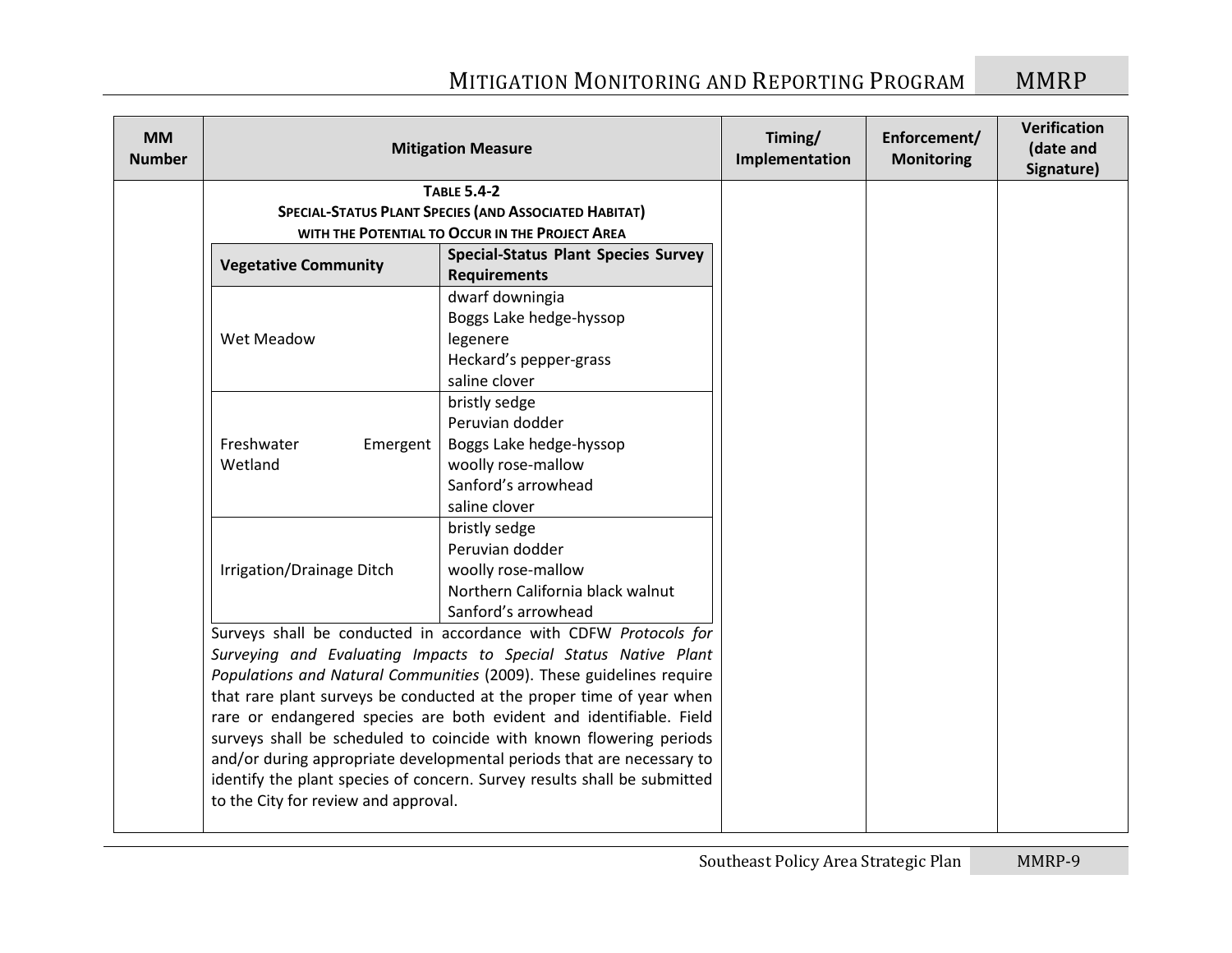| MM Number | Mitigation Measure | Timing/ Implementation | Enforcement/ Monitoring | Verification (date and Signature) |
|---|---|---|---|---|
| | (see Table 5.4-2 and text below) | | | |

**Table 5.4-2**
**Special-Status Plant Species (and Associated Habitat) with the Potential to Occur in the Project Area**

| Vegetative Community | Special-Status Plant Species Survey Requirements |
|---|---|
| Wet Meadow | dwarf downingia<br>Boggs Lake hedge-hyssop<br>legenere<br>Heckard's pepper-grass<br>saline clover |
| Freshwater Emergent Wetland | bristly sedge<br>Peruvian dodder<br>Boggs Lake hedge-hyssop<br>woolly rose-mallow<br>Sanford's arrowhead<br>saline clover |
| Irrigation/Drainage Ditch | bristly sedge<br>Peruvian dodder<br>woolly rose-mallow<br>Northern California black walnut<br>Sanford's arrowhead |

Surveys shall be conducted in accordance with CDFW *Protocols for Surveying and Evaluating Impacts to Special Status Native Plant Populations and Natural Communities* (2009). These guidelines require that rare plant surveys be conducted at the proper time of year when rare or endangered species are both evident and identifiable. Field surveys shall be scheduled to coincide with known flowering periods and/or during appropriate developmental periods that are necessary to identify the plant species of concern. Survey results shall be submitted to the City for review and approval.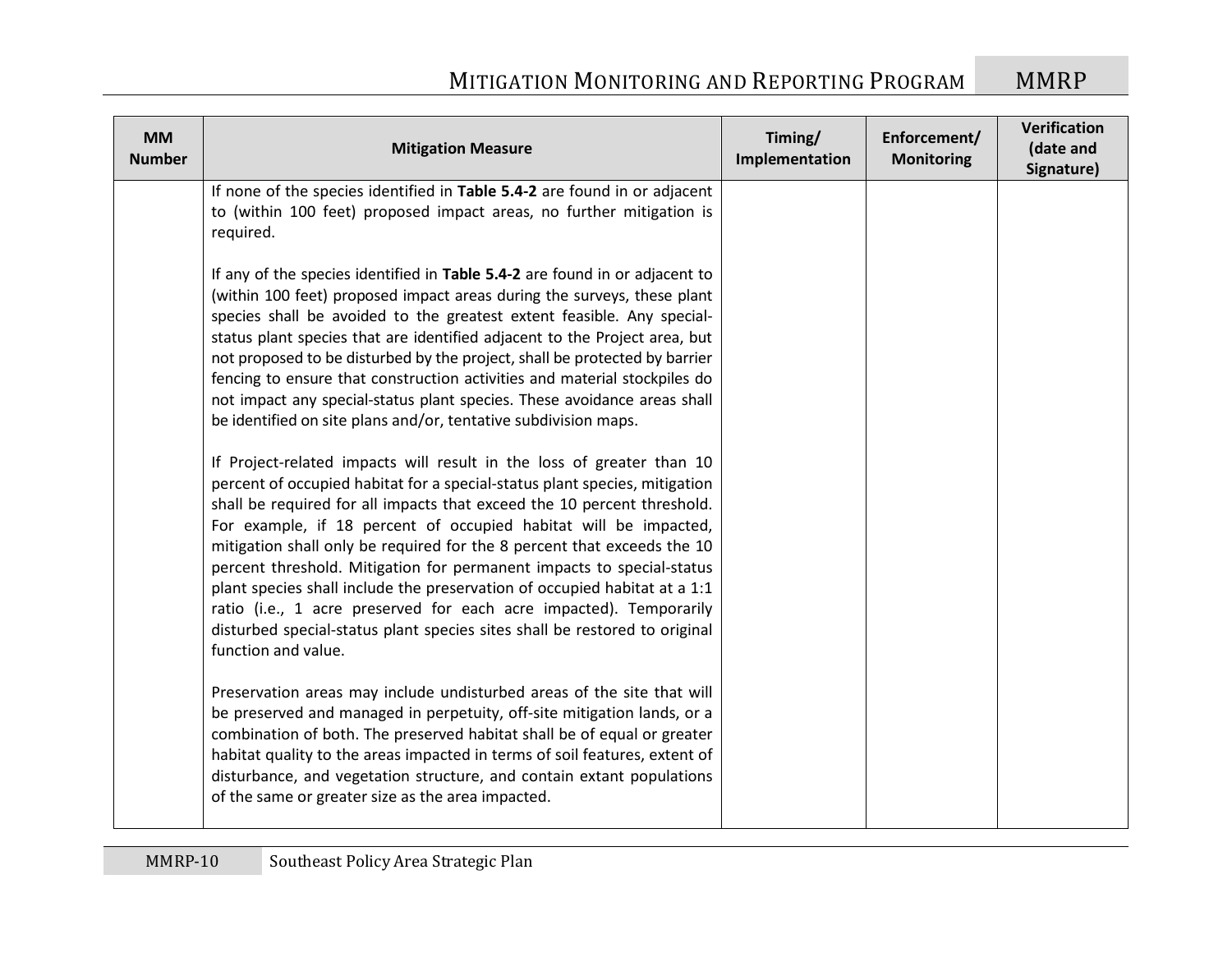| MM Number | Mitigation Measure | Timing/ Implementation | Enforcement/ Monitoring | Verification (date and Signature) |
|---|---|---|---|---|
| | If none of the species identified in **Table 5.4-2** are found in or adjacent to (within 100 feet) proposed impact areas, no further mitigation is required.<br><br>If any of the species identified in **Table 5.4-2** are found in or adjacent to (within 100 feet) proposed impact areas during the surveys, these plant species shall be avoided to the greatest extent feasible. Any special-status plant species that are identified adjacent to the Project area, but not proposed to be disturbed by the project, shall be protected by barrier fencing to ensure that construction activities and material stockpiles do not impact any special-status plant species. These avoidance areas shall be identified on site plans and/or, tentative subdivision maps.<br><br>If Project-related impacts will result in the loss of greater than 10 percent of occupied habitat for a special-status plant species, mitigation shall be required for all impacts that exceed the 10 percent threshold. For example, if 18 percent of occupied habitat will be impacted, mitigation shall only be required for the 8 percent that exceeds the 10 percent threshold. Mitigation for permanent impacts to special-status plant species shall include the preservation of occupied habitat at a 1:1 ratio (i.e., 1 acre preserved for each acre impacted). Temporarily disturbed special-status plant species sites shall be restored to original function and value.<br><br>Preservation areas may include undisturbed areas of the site that will be preserved and managed in perpetuity, off-site mitigation lands, or a combination of both. The preserved habitat shall be of equal or greater habitat quality to the areas impacted in terms of soil features, extent of disturbance, and vegetation structure, and contain extant populations of the same or greater size as the area impacted. | | | |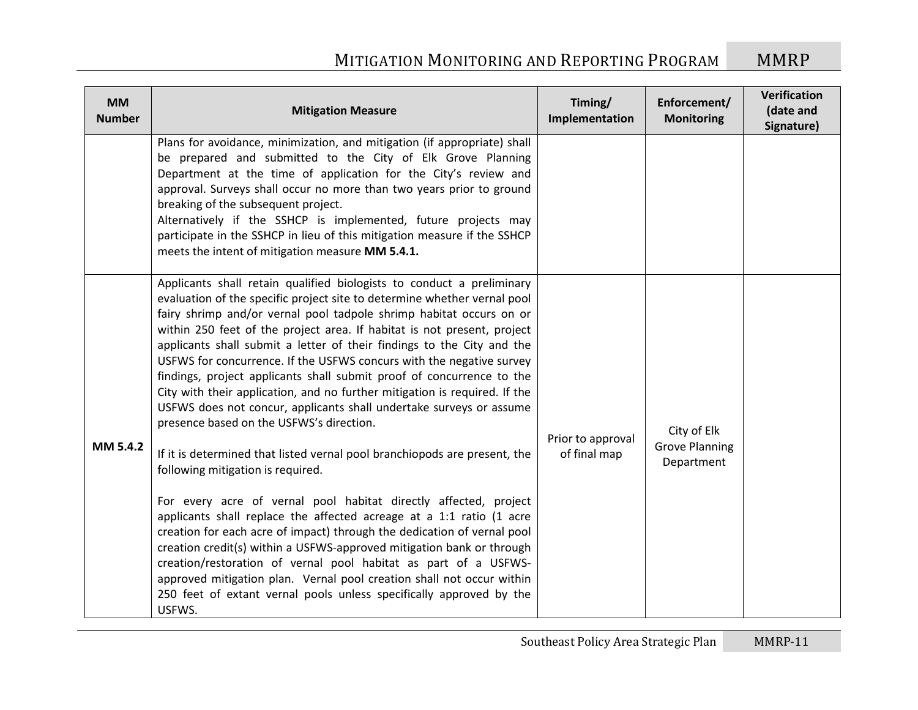| MM Number | Mitigation Measure | Timing/ Implementation | Enforcement/ Monitoring | Verification (date and Signature) |
|---|---|---|---|---|
| | Plans for avoidance, minimization, and mitigation (if appropriate) shall be prepared and submitted to the City of Elk Grove Planning Department at the time of application for the City's review and approval. Surveys shall occur no more than two years prior to ground breaking of the subsequent project.<br>Alternatively if the SSHCP is implemented, future projects may participate in the SSHCP in lieu of this mitigation measure if the SSHCP meets the intent of mitigation measure **MM 5.4.1.** | | | |
| **MM 5.4.2** | Applicants shall retain qualified biologists to conduct a preliminary evaluation of the specific project site to determine whether vernal pool fairy shrimp and/or vernal pool tadpole shrimp habitat occurs on or within 250 feet of the project area. If habitat is not present, project applicants shall submit a letter of their findings to the City and the USFWS for concurrence. If the USFWS concurs with the negative survey findings, project applicants shall submit proof of concurrence to the City with their application, and no further mitigation is required. If the USFWS does not concur, applicants shall undertake surveys or assume presence based on the USFWS's direction.<br><br>If it is determined that listed vernal pool branchiopods are present, the following mitigation is required.<br><br>For every acre of vernal pool habitat directly affected, project applicants shall replace the affected acreage at a 1:1 ratio (1 acre creation for each acre of impact) through the dedication of vernal pool creation credit(s) within a USFWS-approved mitigation bank or through creation/restoration of vernal pool habitat as part of a USFWS-approved mitigation plan. Vernal pool creation shall not occur within 250 feet of extant vernal pools unless specifically approved by the USFWS. | Prior to approval of final map | City of Elk Grove Planning Department | |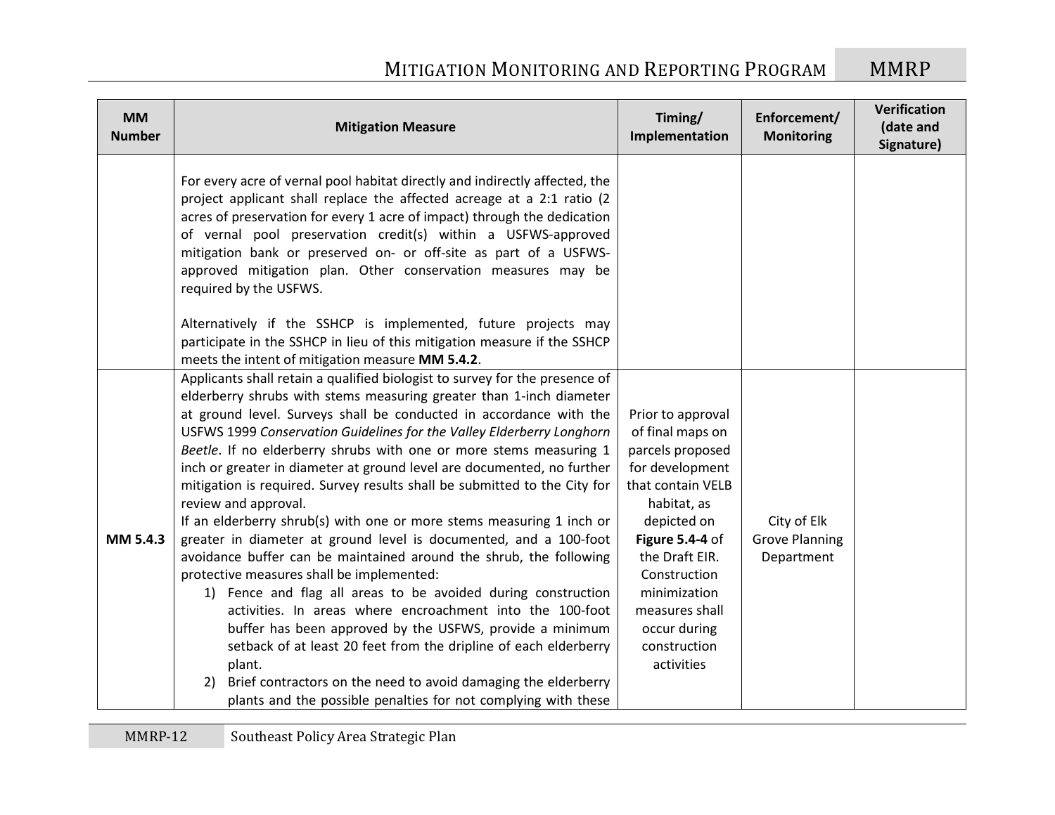| MM Number | Mitigation Measure | Timing/ Implementation | Enforcement/ Monitoring | Verification (date and Signature) |
|---|---|---|---|---|
| | For every acre of vernal pool habitat directly and indirectly affected, the project applicant shall replace the affected acreage at a 2:1 ratio (2 acres of preservation for every 1 acre of impact) through the dedication of vernal pool preservation credit(s) within a USFWS-approved mitigation bank or preserved on- or off-site as part of a USFWS-approved mitigation plan. Other conservation measures may be required by the USFWS.<br><br>Alternatively if the SSHCP is implemented, future projects may participate in the SSHCP in lieu of this mitigation measure if the SSHCP meets the intent of mitigation measure **MM 5.4.2**. | | | |
| **MM 5.4.3** | Applicants shall retain a qualified biologist to survey for the presence of elderberry shrubs with stems measuring greater than 1-inch diameter at ground level. Surveys shall be conducted in accordance with the USFWS 1999 *Conservation Guidelines for the Valley Elderberry Longhorn Beetle*. If no elderberry shrubs with one or more stems measuring 1 inch or greater in diameter at ground level are documented, no further mitigation is required. Survey results shall be submitted to the City for review and approval.<br>If an elderberry shrub(s) with one or more stems measuring 1 inch or greater in diameter at ground level is documented, and a 100-foot avoidance buffer can be maintained around the shrub, the following protective measures shall be implemented:<br>1) Fence and flag all areas to be avoided during construction activities. In areas where encroachment into the 100-foot buffer has been approved by the USFWS, provide a minimum setback of at least 20 feet from the dripline of each elderberry plant.<br>2) Brief contractors on the need to avoid damaging the elderberry plants and the possible penalties for not complying with these | Prior to approval of final maps on parcels proposed for development that contain VELB habitat, as depicted on **Figure 5.4-4** of the Draft EIR. Construction minimization measures shall occur during construction activities | City of Elk Grove Planning Department | |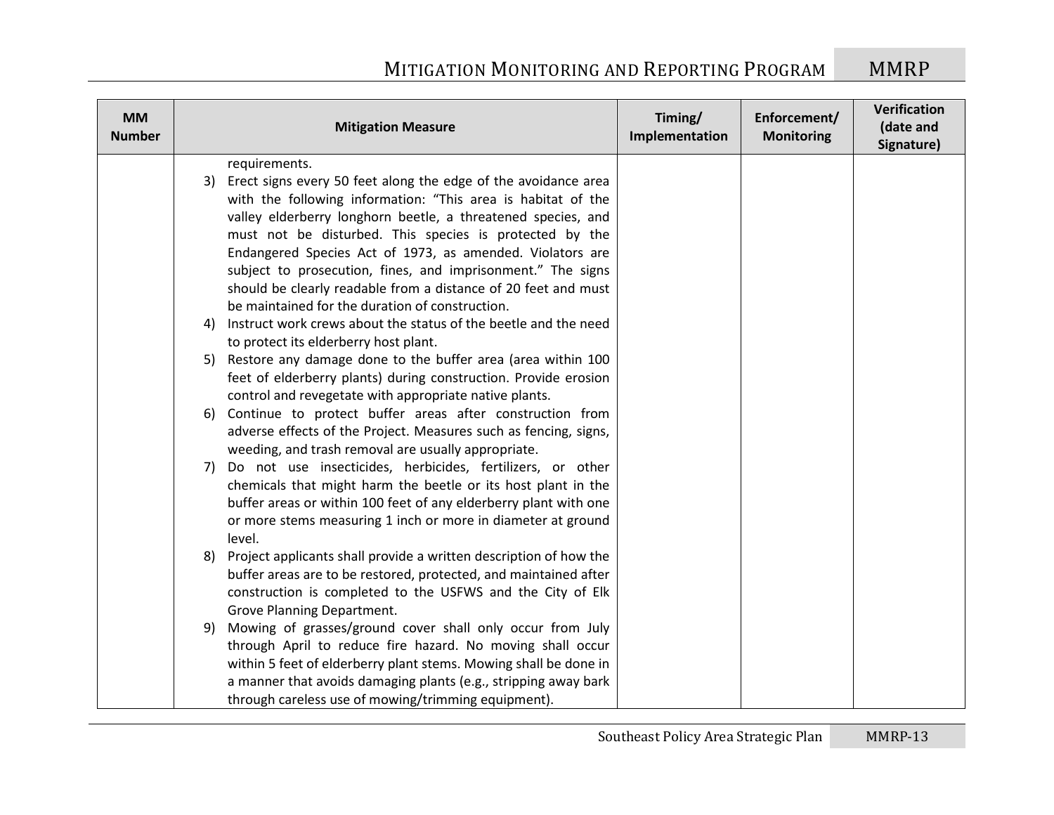| MM Number | Mitigation Measure | Timing/ Implementation | Enforcement/ Monitoring | Verification (date and Signature) |
|---|---|---|---|---|
| | requirements.<br>3) Erect signs every 50 feet along the edge of the avoidance area with the following information: "This area is habitat of the valley elderberry longhorn beetle, a threatened species, and must not be disturbed. This species is protected by the Endangered Species Act of 1973, as amended. Violators are subject to prosecution, fines, and imprisonment." The signs should be clearly readable from a distance of 20 feet and must be maintained for the duration of construction.<br>4) Instruct work crews about the status of the beetle and the need to protect its elderberry host plant.<br>5) Restore any damage done to the buffer area (area within 100 feet of elderberry plants) during construction. Provide erosion control and revegetate with appropriate native plants.<br>6) Continue to protect buffer areas after construction from adverse effects of the Project. Measures such as fencing, signs, weeding, and trash removal are usually appropriate.<br>7) Do not use insecticides, herbicides, fertilizers, or other chemicals that might harm the beetle or its host plant in the buffer areas or within 100 feet of any elderberry plant with one or more stems measuring 1 inch or more in diameter at ground level.<br>8) Project applicants shall provide a written description of how the buffer areas are to be restored, protected, and maintained after construction is completed to the USFWS and the City of Elk Grove Planning Department.<br>9) Mowing of grasses/ground cover shall only occur from July through April to reduce fire hazard. No moving shall occur within 5 feet of elderberry plant stems. Mowing shall be done in a manner that avoids damaging plants (e.g., stripping away bark through careless use of mowing/trimming equipment). | | | |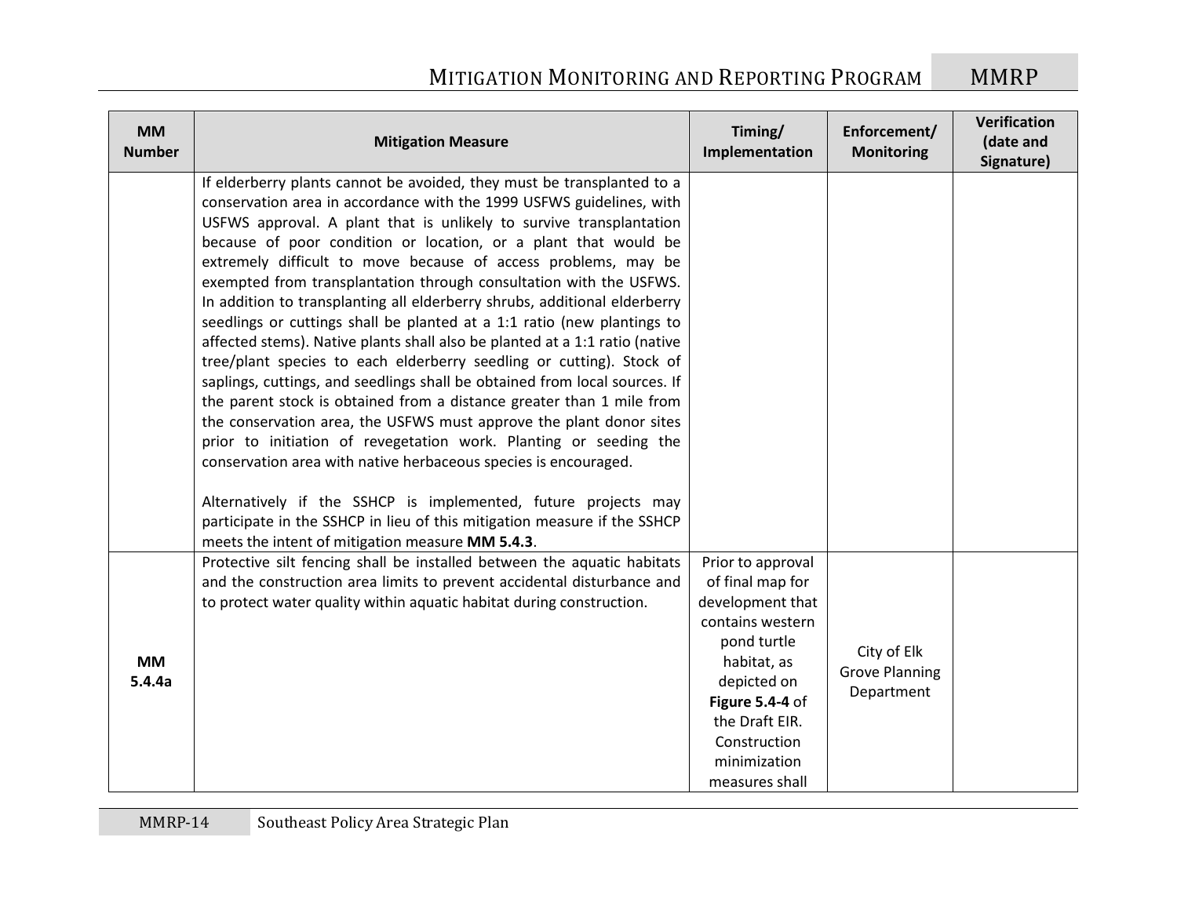| MM Number | Mitigation Measure | Timing/ Implementation | Enforcement/ Monitoring | Verification (date and Signature) |
|---|---|---|---|---|
| | If elderberry plants cannot be avoided, they must be transplanted to a conservation area in accordance with the 1999 USFWS guidelines, with USFWS approval. A plant that is unlikely to survive transplantation because of poor condition or location, or a plant that would be extremely difficult to move because of access problems, may be exempted from transplantation through consultation with the USFWS. In addition to transplanting all elderberry shrubs, additional elderberry seedlings or cuttings shall be planted at a 1:1 ratio (new plantings to affected stems). Native plants shall also be planted at a 1:1 ratio (native tree/plant species to each elderberry seedling or cutting). Stock of saplings, cuttings, and seedlings shall be obtained from local sources. If the parent stock is obtained from a distance greater than 1 mile from the conservation area, the USFWS must approve the plant donor sites prior to initiation of revegetation work. Planting or seeding the conservation area with native herbaceous species is encouraged.<br><br>Alternatively if the SSHCP is implemented, future projects may participate in the SSHCP in lieu of this mitigation measure if the SSHCP meets the intent of mitigation measure **MM 5.4.3**. | | | |
| **MM 5.4.4a** | Protective silt fencing shall be installed between the aquatic habitats and the construction area limits to prevent accidental disturbance and to protect water quality within aquatic habitat during construction. | Prior to approval of final map for development that contains western pond turtle habitat, as depicted on **Figure 5.4-4** of the Draft EIR. Construction minimization measures shall | City of Elk Grove Planning Department | |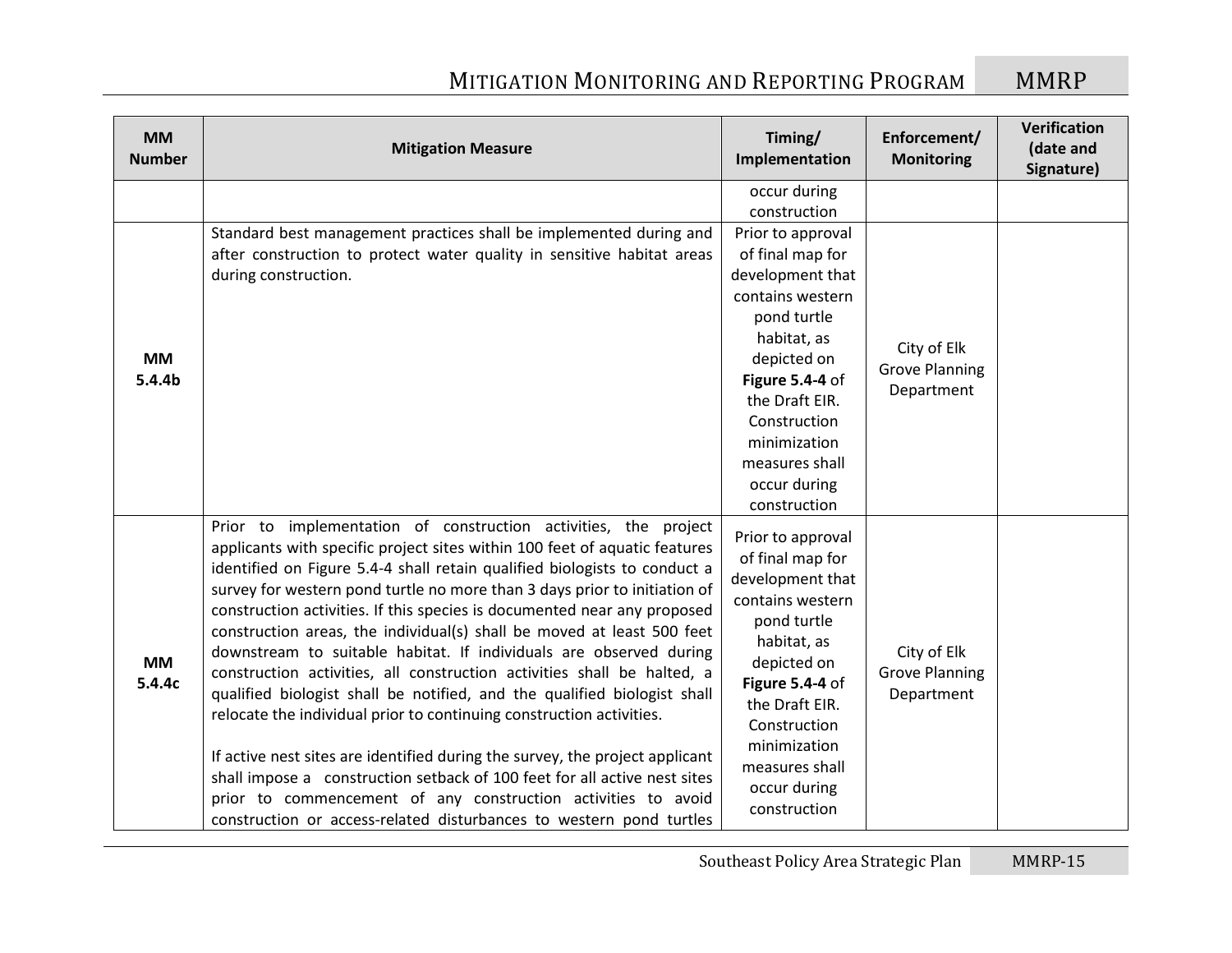| MM Number | Mitigation Measure | Timing/ Implementation | Enforcement/ Monitoring | Verification (date and Signature) |
|---|---|---|---|---|
| | | occur during construction | | |
| **MM 5.4.4b** | Standard best management practices shall be implemented during and after construction to protect water quality in sensitive habitat areas during construction. | Prior to approval of final map for development that contains western pond turtle habitat, as depicted on **Figure 5.4-4** of the Draft EIR. Construction minimization measures shall occur during construction | City of Elk Grove Planning Department | |
| **MM 5.4.4c** | Prior to implementation of construction activities, the project applicants with specific project sites within 100 feet of aquatic features identified on Figure 5.4-4 shall retain qualified biologists to conduct a survey for western pond turtle no more than 3 days prior to initiation of construction activities. If this species is documented near any proposed construction areas, the individual(s) shall be moved at least 500 feet downstream to suitable habitat. If individuals are observed during construction activities, all construction activities shall be halted, a qualified biologist shall be notified, and the qualified biologist shall relocate the individual prior to continuing construction activities.<br><br>If active nest sites are identified during the survey, the project applicant shall impose a construction setback of 100 feet for all active nest sites prior to commencement of any construction activities to avoid construction or access-related disturbances to western pond turtles | Prior to approval of final map for development that contains western pond turtle habitat, as depicted on **Figure 5.4-4** of the Draft EIR. Construction minimization measures shall occur during construction | City of Elk Grove Planning Department | |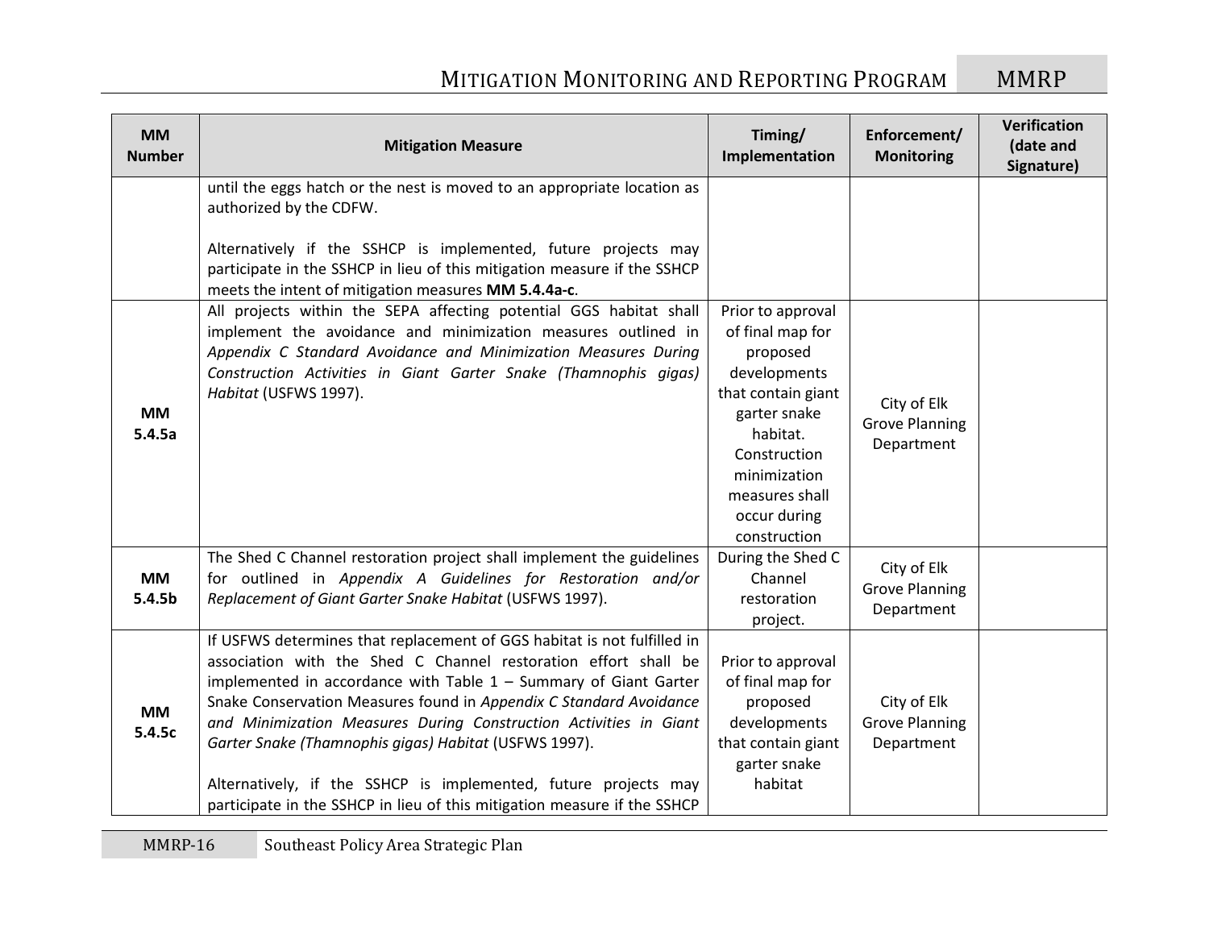| MM Number | Mitigation Measure | Timing/ Implementation | Enforcement/ Monitoring | Verification (date and Signature) |
|---|---|---|---|---|
| | until the eggs hatch or the nest is moved to an appropriate location as authorized by the CDFW.<br><br>Alternatively if the SSHCP is implemented, future projects may participate in the SSHCP in lieu of this mitigation measure if the SSHCP meets the intent of mitigation measures **MM 5.4.4a-c**. | | | |
| **MM 5.4.5a** | All projects within the SEPA affecting potential GGS habitat shall implement the avoidance and minimization measures outlined in *Appendix C Standard Avoidance and Minimization Measures During Construction Activities in Giant Garter Snake (Thamnophis gigas) Habitat* (USFWS 1997). | Prior to approval of final map for proposed developments that contain giant garter snake habitat. Construction minimization measures shall occur during construction | City of Elk Grove Planning Department | |
| **MM 5.4.5b** | The Shed C Channel restoration project shall implement the guidelines for outlined in *Appendix A Guidelines for Restoration and/or Replacement of Giant Garter Snake Habitat* (USFWS 1997). | During the Shed C Channel restoration project. | City of Elk Grove Planning Department | |
| **MM 5.4.5c** | If USFWS determines that replacement of GGS habitat is not fulfilled in association with the Shed C Channel restoration effort shall be implemented in accordance with Table 1 – Summary of Giant Garter Snake Conservation Measures found in *Appendix C Standard Avoidance and Minimization Measures During Construction Activities in Giant Garter Snake (Thamnophis gigas) Habitat* (USFWS 1997).<br><br>Alternatively, if the SSHCP is implemented, future projects may participate in the SSHCP in lieu of this mitigation measure if the SSHCP | Prior to approval of final map for proposed developments that contain giant garter snake habitat | City of Elk Grove Planning Department | |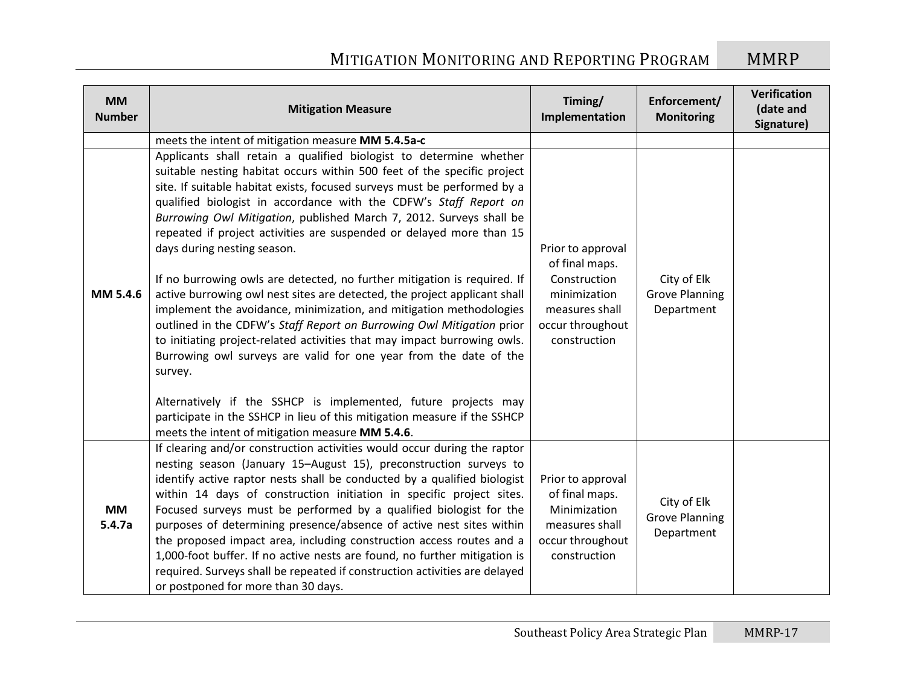| MM Number | Mitigation Measure | Timing/ Implementation | Enforcement/ Monitoring | Verification (date and Signature) |
|---|---|---|---|---|
| | meets the intent of mitigation measure **MM 5.4.5a-c** | | | |
| **MM 5.4.6** | Applicants shall retain a qualified biologist to determine whether suitable nesting habitat occurs within 500 feet of the specific project site. If suitable habitat exists, focused surveys must be performed by a qualified biologist in accordance with the CDFW's *Staff Report on Burrowing Owl Mitigation*, published March 7, 2012. Surveys shall be repeated if project activities are suspended or delayed more than 15 days during nesting season.<br><br>If no burrowing owls are detected, no further mitigation is required. If active burrowing owl nest sites are detected, the project applicant shall implement the avoidance, minimization, and mitigation methodologies outlined in the CDFW's *Staff Report on Burrowing Owl Mitigation* prior to initiating project-related activities that may impact burrowing owls. Burrowing owl surveys are valid for one year from the date of the survey.<br><br>Alternatively if the SSHCP is implemented, future projects may participate in the SSHCP in lieu of this mitigation measure if the SSHCP meets the intent of mitigation measure **MM 5.4.6**. | Prior to approval of final maps. Construction minimization measures shall occur throughout construction | City of Elk Grove Planning Department | |
| **MM 5.4.7a** | If clearing and/or construction activities would occur during the raptor nesting season (January 15–August 15), preconstruction surveys to identify active raptor nests shall be conducted by a qualified biologist within 14 days of construction initiation in specific project sites. Focused surveys must be performed by a qualified biologist for the purposes of determining presence/absence of active nest sites within the proposed impact area, including construction access routes and a 1,000-foot buffer. If no active nests are found, no further mitigation is required. Surveys shall be repeated if construction activities are delayed or postponed for more than 30 days. | Prior to approval of final maps. Minimization measures shall occur throughout construction | City of Elk Grove Planning Department | |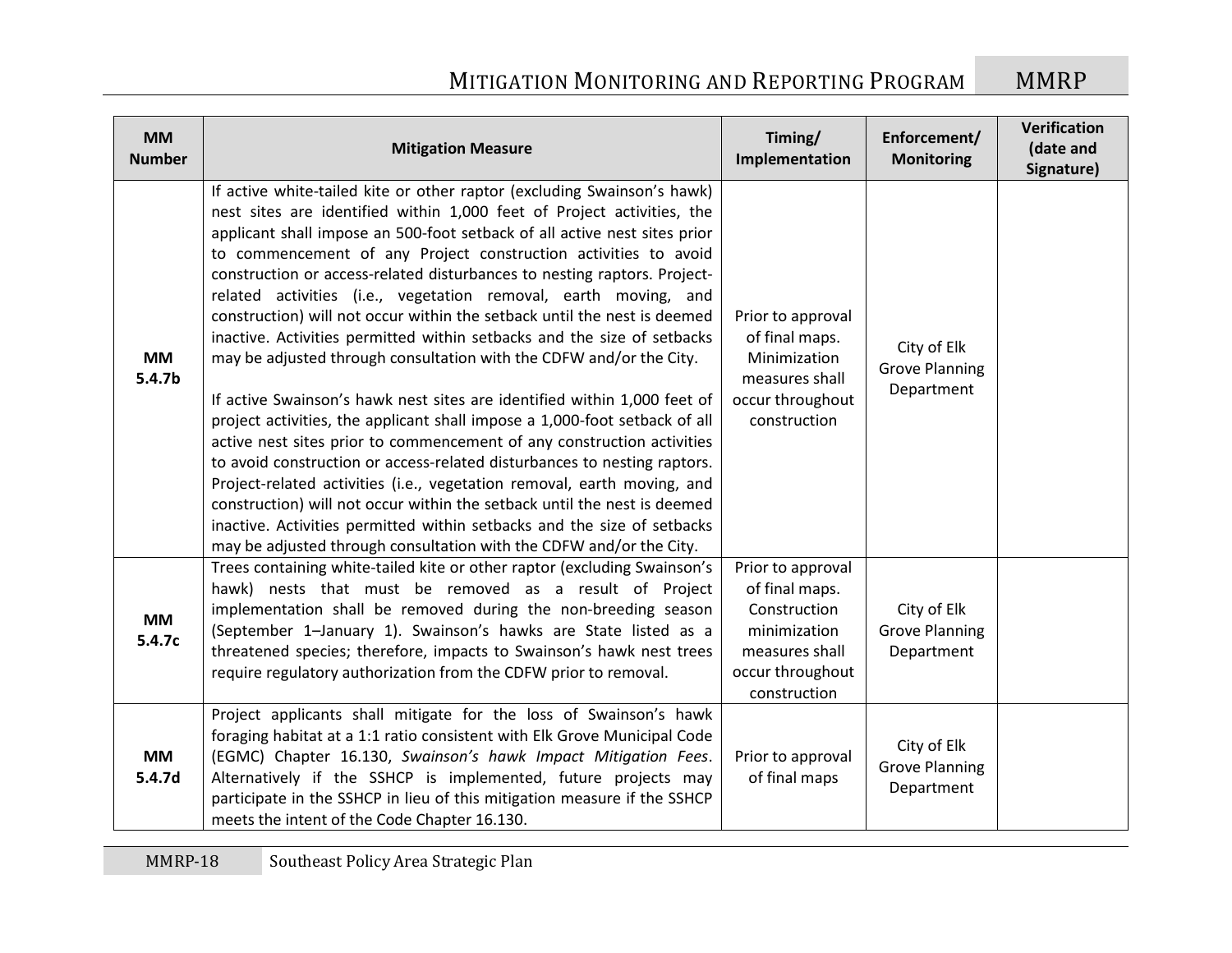| MM Number | Mitigation Measure | Timing/ Implementation | Enforcement/ Monitoring | Verification (date and Signature) |
|---|---|---|---|---|
| **MM 5.4.7b** | If active white-tailed kite or other raptor (excluding Swainson's hawk) nest sites are identified within 1,000 feet of Project activities, the applicant shall impose an 500-foot setback of all active nest sites prior to commencement of any Project construction activities to avoid construction or access-related disturbances to nesting raptors. Project-related activities (i.e., vegetation removal, earth moving, and construction) will not occur within the setback until the nest is deemed inactive. Activities permitted within setbacks and the size of setbacks may be adjusted through consultation with the CDFW and/or the City.<br><br>If active Swainson's hawk nest sites are identified within 1,000 feet of project activities, the applicant shall impose a 1,000-foot setback of all active nest sites prior to commencement of any construction activities to avoid construction or access-related disturbances to nesting raptors. Project-related activities (i.e., vegetation removal, earth moving, and construction) will not occur within the setback until the nest is deemed inactive. Activities permitted within setbacks and the size of setbacks may be adjusted through consultation with the CDFW and/or the City. | Prior to approval of final maps. Minimization measures shall occur throughout construction | City of Elk Grove Planning Department | |
| **MM 5.4.7c** | Trees containing white-tailed kite or other raptor (excluding Swainson's hawk) nests that must be removed as a result of Project implementation shall be removed during the non-breeding season (September 1–January 1). Swainson's hawks are State listed as a threatened species; therefore, impacts to Swainson's hawk nest trees require regulatory authorization from the CDFW prior to removal. | Prior to approval of final maps. Construction minimization measures shall occur throughout construction | City of Elk Grove Planning Department | |
| **MM 5.4.7d** | Project applicants shall mitigate for the loss of Swainson's hawk foraging habitat at a 1:1 ratio consistent with Elk Grove Municipal Code (EGMC) Chapter 16.130, *Swainson's hawk Impact Mitigation Fees*. Alternatively if the SSHCP is implemented, future projects may participate in the SSHCP in lieu of this mitigation measure if the SSHCP meets the intent of the Code Chapter 16.130. | Prior to approval of final maps | City of Elk Grove Planning Department | |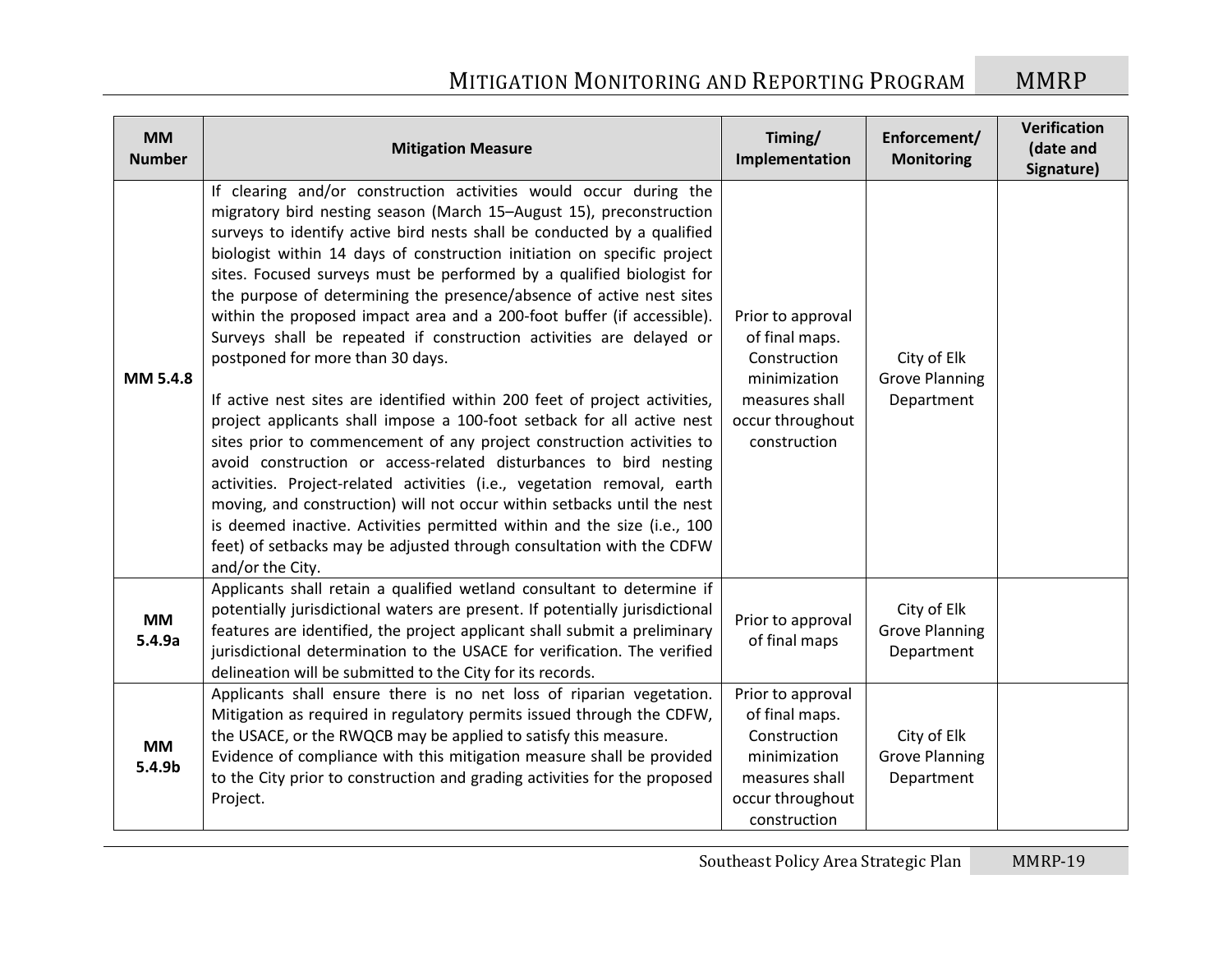| MM Number | Mitigation Measure | Timing/ Implementation | Enforcement/ Monitoring | Verification (date and Signature) |
|---|---|---|---|---|
| **MM 5.4.8** | If clearing and/or construction activities would occur during the migratory bird nesting season (March 15–August 15), preconstruction surveys to identify active bird nests shall be conducted by a qualified biologist within 14 days of construction initiation on specific project sites. Focused surveys must be performed by a qualified biologist for the purpose of determining the presence/absence of active nest sites within the proposed impact area and a 200-foot buffer (if accessible). Surveys shall be repeated if construction activities are delayed or postponed for more than 30 days.<br><br>If active nest sites are identified within 200 feet of project activities, project applicants shall impose a 100-foot setback for all active nest sites prior to commencement of any project construction activities to avoid construction or access-related disturbances to bird nesting activities. Project-related activities (i.e., vegetation removal, earth moving, and construction) will not occur within setbacks until the nest is deemed inactive. Activities permitted within and the size (i.e., 100 feet) of setbacks may be adjusted through consultation with the CDFW and/or the City. | Prior to approval of final maps. Construction minimization measures shall occur throughout construction | City of Elk Grove Planning Department | |
| **MM 5.4.9a** | Applicants shall retain a qualified wetland consultant to determine if potentially jurisdictional waters are present. If potentially jurisdictional features are identified, the project applicant shall submit a preliminary jurisdictional determination to the USACE for verification. The verified delineation will be submitted to the City for its records. | Prior to approval of final maps | City of Elk Grove Planning Department | |
| **MM 5.4.9b** | Applicants shall ensure there is no net loss of riparian vegetation. Mitigation as required in regulatory permits issued through the CDFW, the USACE, or the RWQCB may be applied to satisfy this measure.<br>Evidence of compliance with this mitigation measure shall be provided to the City prior to construction and grading activities for the proposed Project. | Prior to approval of final maps. Construction minimization measures shall occur throughout construction | City of Elk Grove Planning Department | |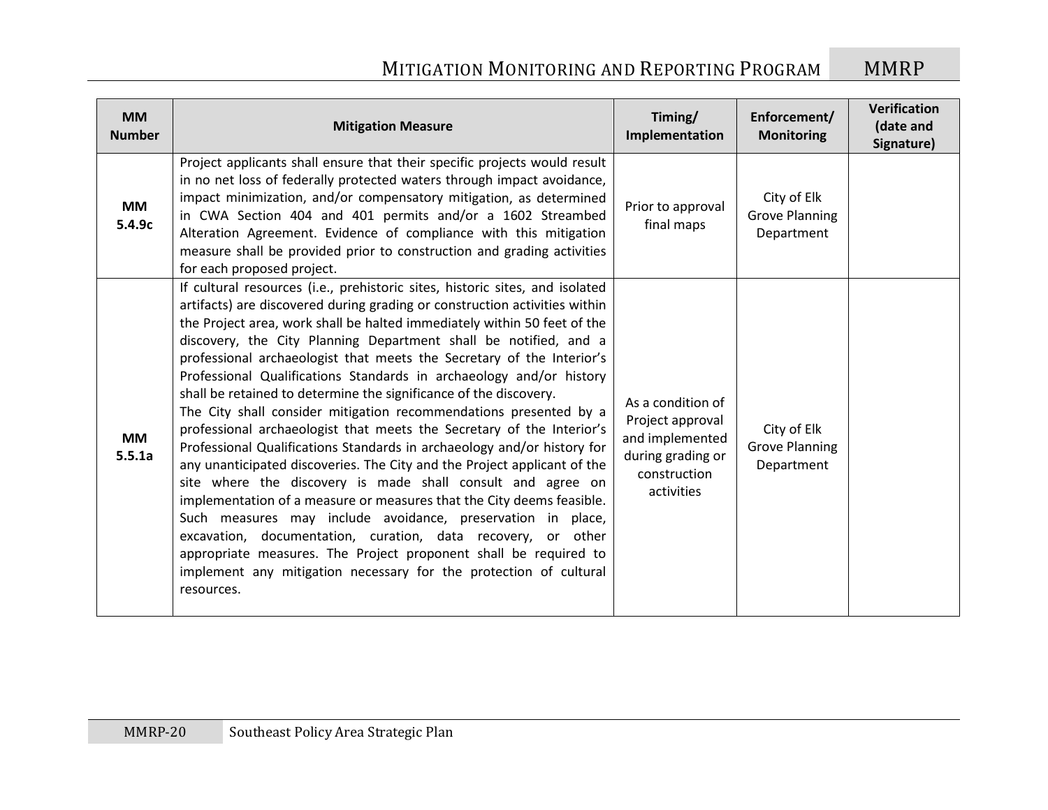| MM Number | Mitigation Measure | Timing/ Implementation | Enforcement/ Monitoring | Verification (date and Signature) |
|---|---|---|---|---|
| **MM 5.4.9c** | Project applicants shall ensure that their specific projects would result in no net loss of federally protected waters through impact avoidance, impact minimization, and/or compensatory mitigation, as determined in CWA Section 404 and 401 permits and/or a 1602 Streambed Alteration Agreement. Evidence of compliance with this mitigation measure shall be provided prior to construction and grading activities for each proposed project. | Prior to approval final maps | City of Elk Grove Planning Department | |
| **MM 5.5.1a** | If cultural resources (i.e., prehistoric sites, historic sites, and isolated artifacts) are discovered during grading or construction activities within the Project area, work shall be halted immediately within 50 feet of the discovery, the City Planning Department shall be notified, and a professional archaeologist that meets the Secretary of the Interior's Professional Qualifications Standards in archaeology and/or history shall be retained to determine the significance of the discovery.<br>The City shall consider mitigation recommendations presented by a professional archaeologist that meets the Secretary of the Interior's Professional Qualifications Standards in archaeology and/or history for any unanticipated discoveries. The City and the Project applicant of the site where the discovery is made shall consult and agree on implementation of a measure or measures that the City deems feasible. Such measures may include avoidance, preservation in place, excavation, documentation, curation, data recovery, or other appropriate measures. The Project proponent shall be required to implement any mitigation necessary for the protection of cultural resources. | As a condition of Project approval and implemented during grading or construction activities | City of Elk Grove Planning Department | |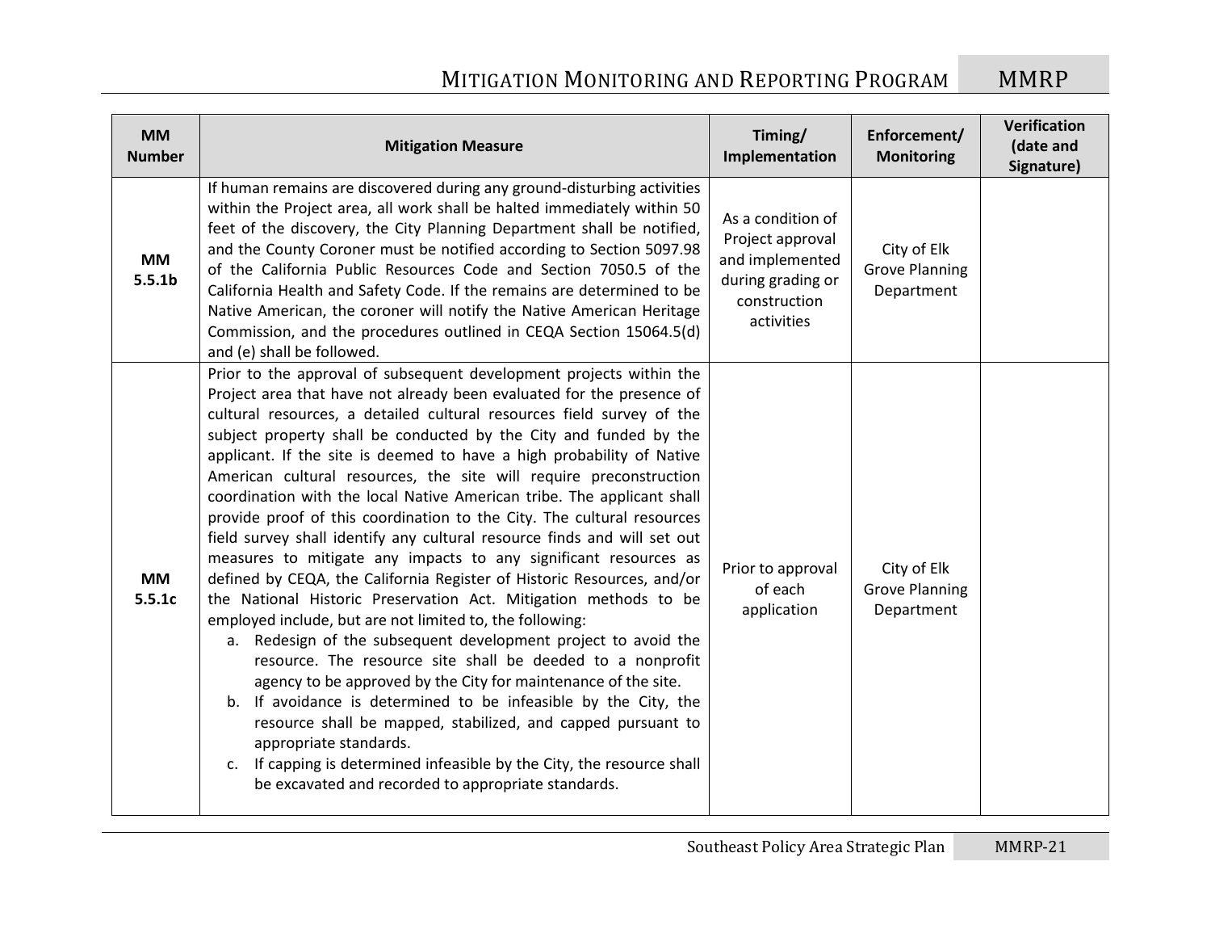| MM Number | Mitigation Measure | Timing/ Implementation | Enforcement/ Monitoring | Verification (date and Signature) |
|---|---|---|---|---|
| **MM 5.5.1b** | If human remains are discovered during any ground-disturbing activities within the Project area, all work shall be halted immediately within 50 feet of the discovery, the City Planning Department shall be notified, and the County Coroner must be notified according to Section 5097.98 of the California Public Resources Code and Section 7050.5 of the California Health and Safety Code. If the remains are determined to be Native American, the coroner will notify the Native American Heritage Commission, and the procedures outlined in CEQA Section 15064.5(d) and (e) shall be followed. | As a condition of Project approval and implemented during grading or construction activities | City of Elk Grove Planning Department | |
| **MM 5.5.1c** | Prior to the approval of subsequent development projects within the Project area that have not already been evaluated for the presence of cultural resources, a detailed cultural resources field survey of the subject property shall be conducted by the City and funded by the applicant. If the site is deemed to have a high probability of Native American cultural resources, the site will require preconstruction coordination with the local Native American tribe. The applicant shall provide proof of this coordination to the City. The cultural resources field survey shall identify any cultural resource finds and will set out measures to mitigate any impacts to any significant resources as defined by CEQA, the California Register of Historic Resources, and/or the National Historic Preservation Act. Mitigation methods to be employed include, but are not limited to, the following:<br>a. Redesign of the subsequent development project to avoid the resource. The resource site shall be deeded to a nonprofit agency to be approved by the City for maintenance of the site.<br>b. If avoidance is determined to be infeasible by the City, the resource shall be mapped, stabilized, and capped pursuant to appropriate standards.<br>c. If capping is determined infeasible by the City, the resource shall be excavated and recorded to appropriate standards. | Prior to approval of each application | City of Elk Grove Planning Department | |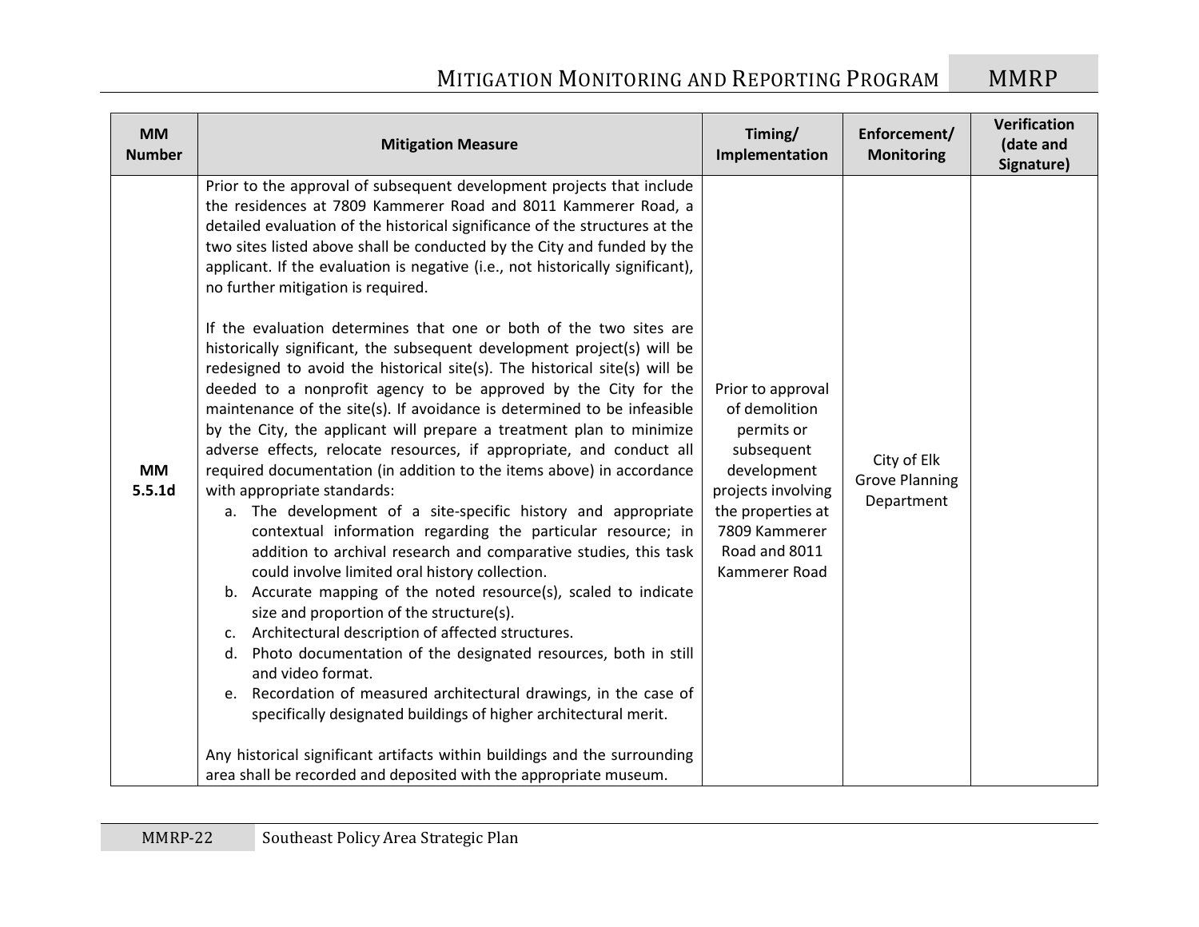| MM Number | Mitigation Measure | Timing/ Implementation | Enforcement/ Monitoring | Verification (date and Signature) |
|---|---|---|---|---|
| MM 5.5.1d | Prior to the approval of subsequent development projects that include the residences at 7809 Kammerer Road and 8011 Kammerer Road, a detailed evaluation of the historical significance of the structures at the two sites listed above shall be conducted by the City and funded by the applicant. If the evaluation is negative (i.e., not historically significant), no further mitigation is required.<br><br>If the evaluation determines that one or both of the two sites are historically significant, the subsequent development project(s) will be redesigned to avoid the historical site(s). The historical site(s) will be deeded to a nonprofit agency to be approved by the City for the maintenance of the site(s). If avoidance is determined to be infeasible by the City, the applicant will prepare a treatment plan to minimize adverse effects, relocate resources, if appropriate, and conduct all required documentation (in addition to the items above) in accordance with appropriate standards:<br>a. The development of a site-specific history and appropriate contextual information regarding the particular resource; in addition to archival research and comparative studies, this task could involve limited oral history collection.<br>b. Accurate mapping of the noted resource(s), scaled to indicate size and proportion of the structure(s).<br>c. Architectural description of affected structures.<br>d. Photo documentation of the designated resources, both in still and video format.<br>e. Recordation of measured architectural drawings, in the case of specifically designated buildings of higher architectural merit.<br><br>Any historical significant artifacts within buildings and the surrounding area shall be recorded and deposited with the appropriate museum. | Prior to approval of demolition permits or subsequent development projects involving the properties at 7809 Kammerer Road and 8011 Kammerer Road | City of Elk Grove Planning Department | |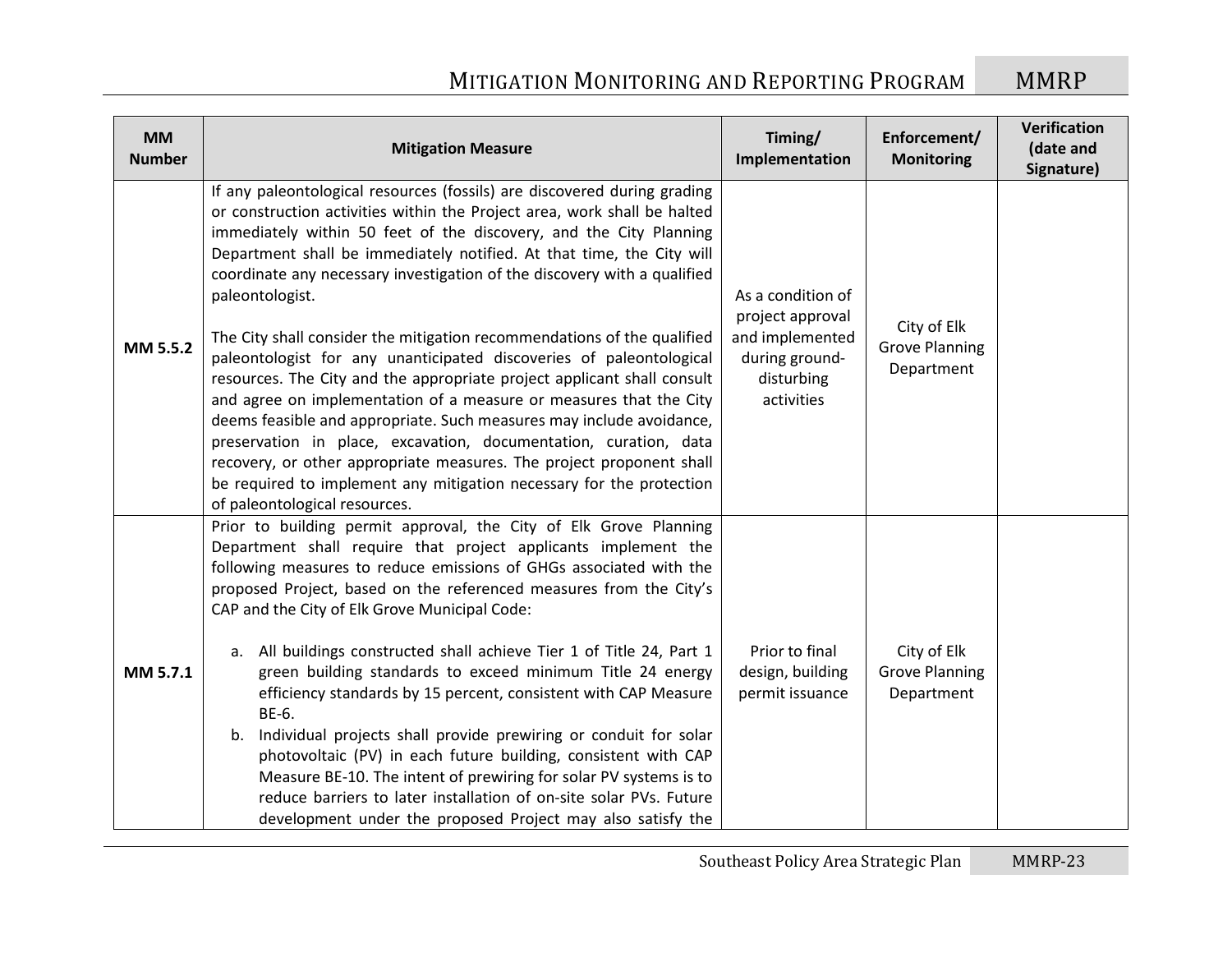| MM Number | Mitigation Measure | Timing/ Implementation | Enforcement/ Monitoring | Verification (date and Signature) |
|---|---|---|---|---|
| MM 5.5.2 | If any paleontological resources (fossils) are discovered during grading or construction activities within the Project area, work shall be halted immediately within 50 feet of the discovery, and the City Planning Department shall be immediately notified. At that time, the City will coordinate any necessary investigation of the discovery with a qualified paleontologist.<br><br>The City shall consider the mitigation recommendations of the qualified paleontologist for any unanticipated discoveries of paleontological resources. The City and the appropriate project applicant shall consult and agree on implementation of a measure or measures that the City deems feasible and appropriate. Such measures may include avoidance, preservation in place, excavation, documentation, curation, data recovery, or other appropriate measures. The project proponent shall be required to implement any mitigation necessary for the protection of paleontological resources. | As a condition of project approval and implemented during ground-disturbing activities | City of Elk Grove Planning Department | |
| MM 5.7.1 | Prior to building permit approval, the City of Elk Grove Planning Department shall require that project applicants implement the following measures to reduce emissions of GHGs associated with the proposed Project, based on the referenced measures from the City's CAP and the City of Elk Grove Municipal Code:<br><br>a. All buildings constructed shall achieve Tier 1 of Title 24, Part 1 green building standards to exceed minimum Title 24 energy efficiency standards by 15 percent, consistent with CAP Measure BE-6.<br>b. Individual projects shall provide prewiring or conduit for solar photovoltaic (PV) in each future building, consistent with CAP Measure BE-10. The intent of prewiring for solar PV systems is to reduce barriers to later installation of on-site solar PVs. Future development under the proposed Project may also satisfy the | Prior to final design, building permit issuance | City of Elk Grove Planning Department | |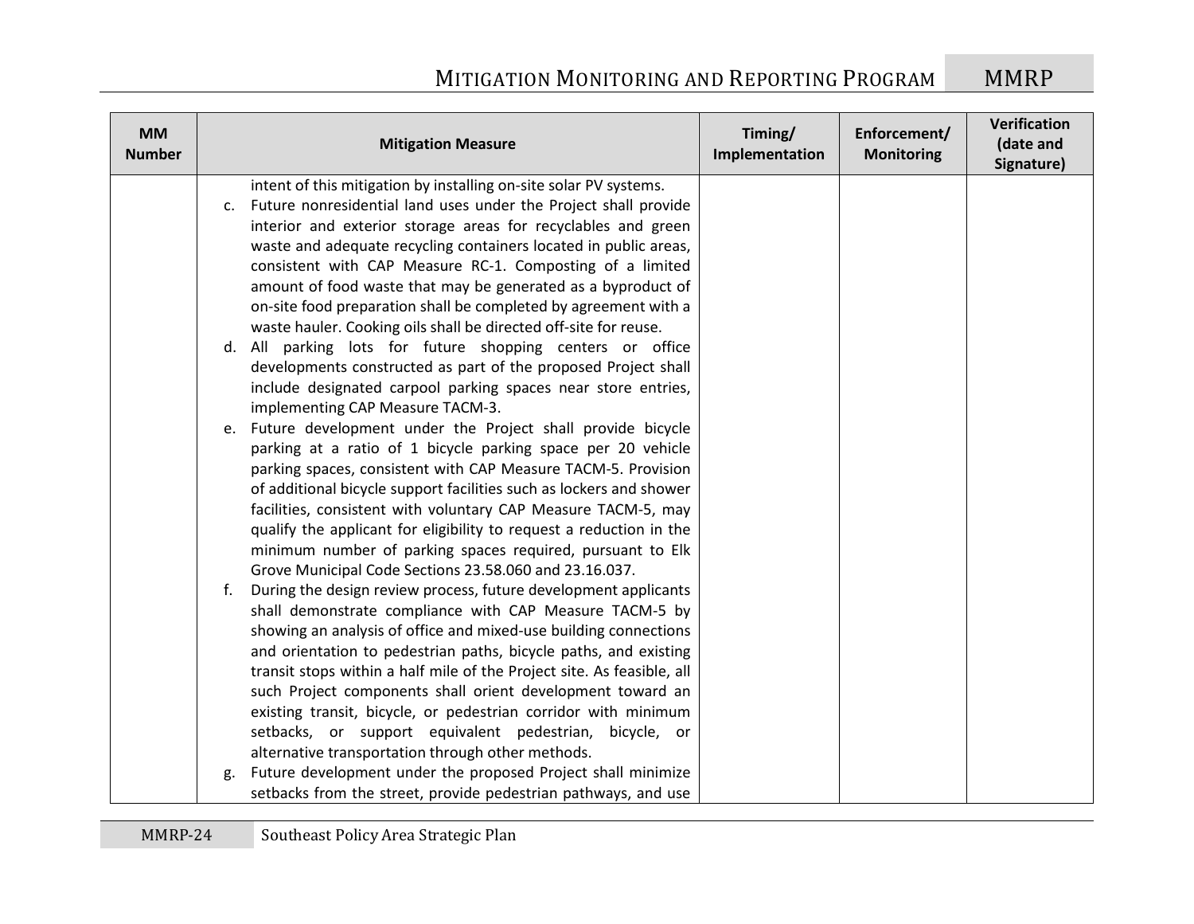| MM Number | Mitigation Measure | Timing/ Implementation | Enforcement/ Monitoring | Verification (date and Signature) |
|---|---|---|---|---|
| | intent of this mitigation by installing on-site solar PV systems.<br>c. Future nonresidential land uses under the Project shall provide interior and exterior storage areas for recyclables and green waste and adequate recycling containers located in public areas, consistent with CAP Measure RC-1. Composting of a limited amount of food waste that may be generated as a byproduct of on-site food preparation shall be completed by agreement with a waste hauler. Cooking oils shall be directed off-site for reuse.<br>d. All parking lots for future shopping centers or office developments constructed as part of the proposed Project shall include designated carpool parking spaces near store entries, implementing CAP Measure TACM-3.<br>e. Future development under the Project shall provide bicycle parking at a ratio of 1 bicycle parking space per 20 vehicle parking spaces, consistent with CAP Measure TACM-5. Provision of additional bicycle support facilities such as lockers and shower facilities, consistent with voluntary CAP Measure TACM-5, may qualify the applicant for eligibility to request a reduction in the minimum number of parking spaces required, pursuant to Elk Grove Municipal Code Sections 23.58.060 and 23.16.037.<br>f. During the design review process, future development applicants shall demonstrate compliance with CAP Measure TACM-5 by showing an analysis of office and mixed-use building connections and orientation to pedestrian paths, bicycle paths, and existing transit stops within a half mile of the Project site. As feasible, all such Project components shall orient development toward an existing transit, bicycle, or pedestrian corridor with minimum setbacks, or support equivalent pedestrian, bicycle, or alternative transportation through other methods.<br>g. Future development under the proposed Project shall minimize setbacks from the street, provide pedestrian pathways, and use | | | |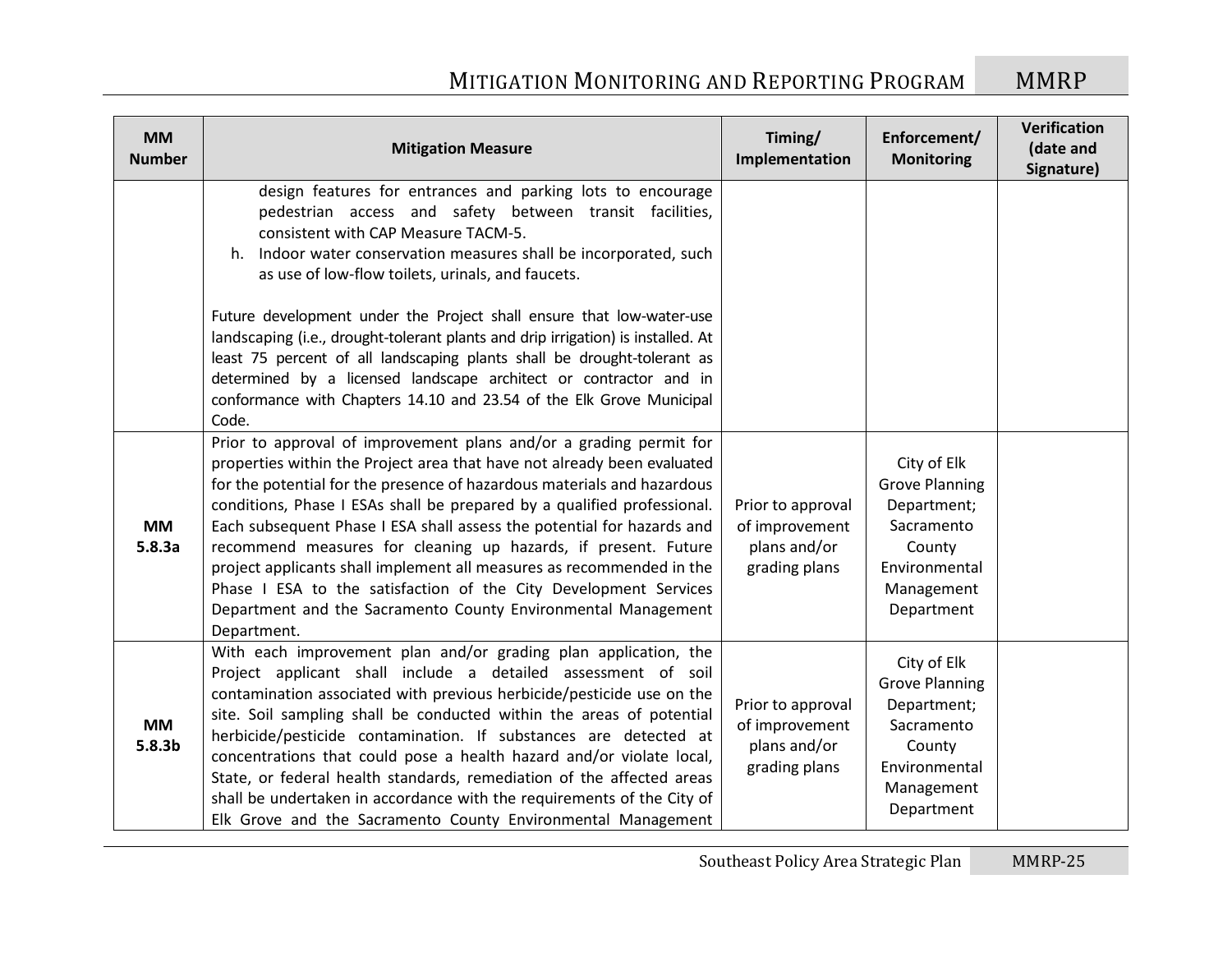| MM Number | Mitigation Measure | Timing/ Implementation | Enforcement/ Monitoring | Verification (date and Signature) |
|---|---|---|---|---|
| | design features for entrances and parking lots to encourage pedestrian access and safety between transit facilities, consistent with CAP Measure TACM-5.<br>h. Indoor water conservation measures shall be incorporated, such as use of low-flow toilets, urinals, and faucets.<br><br>Future development under the Project shall ensure that low-water-use landscaping (i.e., drought-tolerant plants and drip irrigation) is installed. At least 75 percent of all landscaping plants shall be drought-tolerant as determined by a licensed landscape architect or contractor and in conformance with Chapters 14.10 and 23.54 of the Elk Grove Municipal Code. | | | |
| **MM 5.8.3a** | Prior to approval of improvement plans and/or a grading permit for properties within the Project area that have not already been evaluated for the potential for the presence of hazardous materials and hazardous conditions, Phase I ESAs shall be prepared by a qualified professional. Each subsequent Phase I ESA shall assess the potential for hazards and recommend measures for cleaning up hazards, if present. Future project applicants shall implement all measures as recommended in the Phase I ESA to the satisfaction of the City Development Services Department and the Sacramento County Environmental Management Department. | Prior to approval of improvement plans and/or grading plans | City of Elk Grove Planning Department; Sacramento County Environmental Management Department | |
| **MM 5.8.3b** | With each improvement plan and/or grading plan application, the Project applicant shall include a detailed assessment of soil contamination associated with previous herbicide/pesticide use on the site. Soil sampling shall be conducted within the areas of potential herbicide/pesticide contamination. If substances are detected at concentrations that could pose a health hazard and/or violate local, State, or federal health standards, remediation of the affected areas shall be undertaken in accordance with the requirements of the City of Elk Grove and the Sacramento County Environmental Management | Prior to approval of improvement plans and/or grading plans | City of Elk Grove Planning Department; Sacramento County Environmental Management Department | |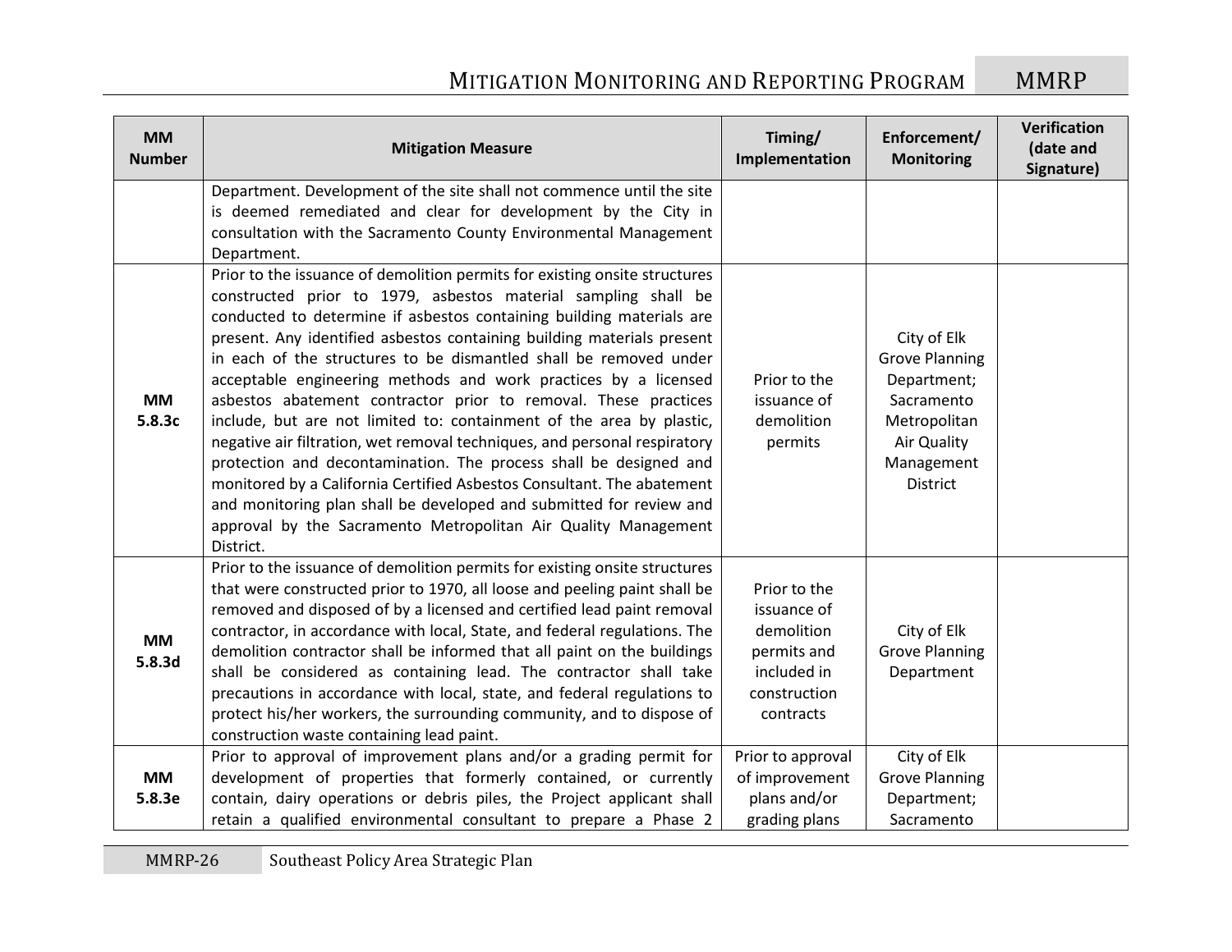| MM Number | Mitigation Measure | Timing/ Implementation | Enforcement/ Monitoring | Verification (date and Signature) |
|---|---|---|---|---|
| | Department. Development of the site shall not commence until the site is deemed remediated and clear for development by the City in consultation with the Sacramento County Environmental Management Department. | | | |
| **MM 5.8.3c** | Prior to the issuance of demolition permits for existing onsite structures constructed prior to 1979, asbestos material sampling shall be conducted to determine if asbestos containing building materials are present. Any identified asbestos containing building materials present in each of the structures to be dismantled shall be removed under acceptable engineering methods and work practices by a licensed asbestos abatement contractor prior to removal. These practices include, but are not limited to: containment of the area by plastic, negative air filtration, wet removal techniques, and personal respiratory protection and decontamination. The process shall be designed and monitored by a California Certified Asbestos Consultant. The abatement and monitoring plan shall be developed and submitted for review and approval by the Sacramento Metropolitan Air Quality Management District. | Prior to the issuance of demolition permits | City of Elk Grove Planning Department; Sacramento Metropolitan Air Quality Management District | |
| **MM 5.8.3d** | Prior to the issuance of demolition permits for existing onsite structures that were constructed prior to 1970, all loose and peeling paint shall be removed and disposed of by a licensed and certified lead paint removal contractor, in accordance with local, State, and federal regulations. The demolition contractor shall be informed that all paint on the buildings shall be considered as containing lead. The contractor shall take precautions in accordance with local, state, and federal regulations to protect his/her workers, the surrounding community, and to dispose of construction waste containing lead paint. | Prior to the issuance of demolition permits and included in construction contracts | City of Elk Grove Planning Department | |
| **MM 5.8.3e** | Prior to approval of improvement plans and/or a grading permit for development of properties that formerly contained, or currently contain, dairy operations or debris piles, the Project applicant shall retain a qualified environmental consultant to prepare a Phase 2 | Prior to approval of improvement plans and/or grading plans | City of Elk Grove Planning Department; Sacramento | |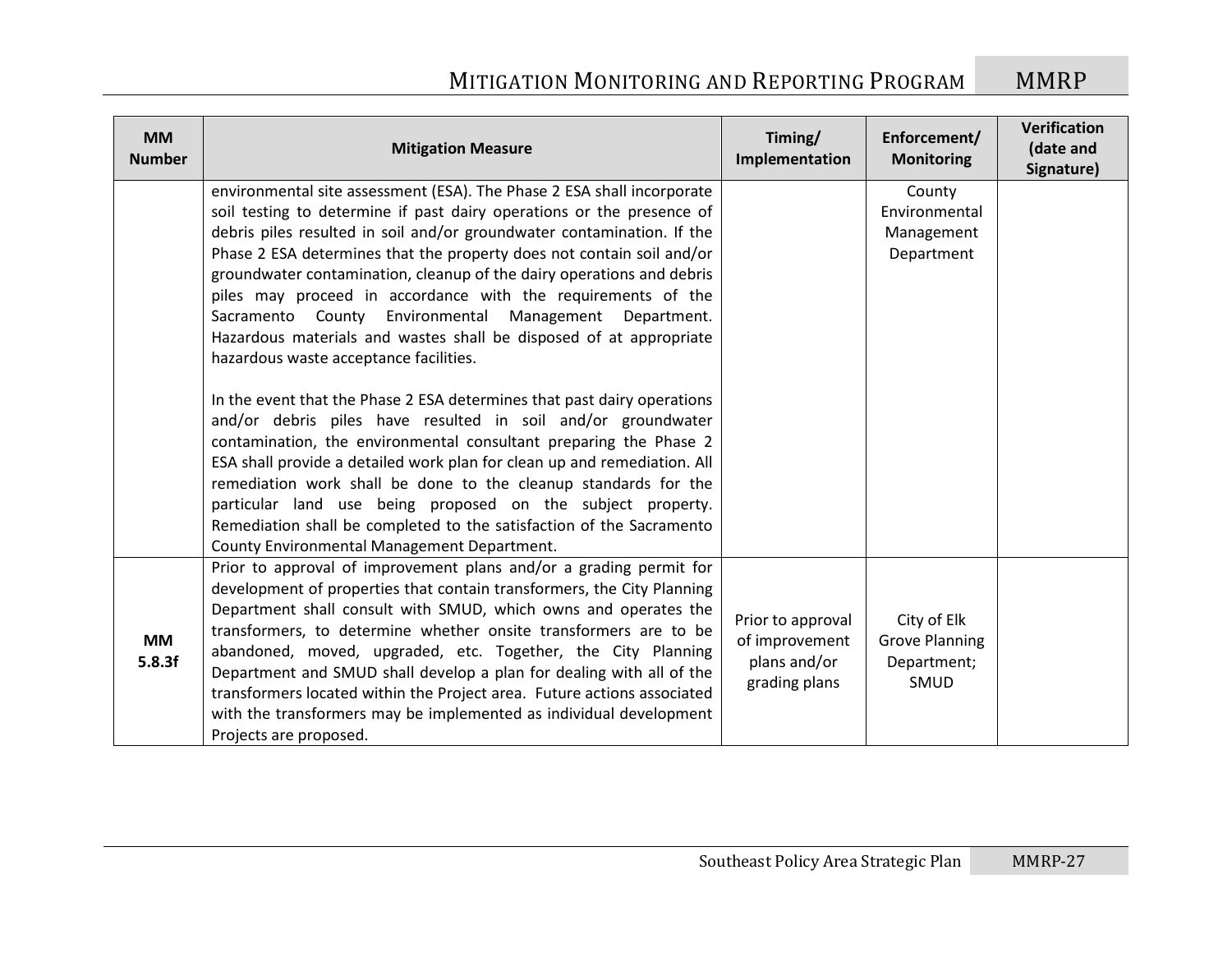| MM Number | Mitigation Measure | Timing/ Implementation | Enforcement/ Monitoring | Verification (date and Signature) |
|---|---|---|---|---|
| | environmental site assessment (ESA). The Phase 2 ESA shall incorporate soil testing to determine if past dairy operations or the presence of debris piles resulted in soil and/or groundwater contamination. If the Phase 2 ESA determines that the property does not contain soil and/or groundwater contamination, cleanup of the dairy operations and debris piles may proceed in accordance with the requirements of the Sacramento County Environmental Management Department. Hazardous materials and wastes shall be disposed of at appropriate hazardous waste acceptance facilities.<br><br>In the event that the Phase 2 ESA determines that past dairy operations and/or debris piles have resulted in soil and/or groundwater contamination, the environmental consultant preparing the Phase 2 ESA shall provide a detailed work plan for clean up and remediation. All remediation work shall be done to the cleanup standards for the particular land use being proposed on the subject property. Remediation shall be completed to the satisfaction of the Sacramento County Environmental Management Department. | | County Environmental Management Department | |
| **MM 5.8.3f** | Prior to approval of improvement plans and/or a grading permit for development of properties that contain transformers, the City Planning Department shall consult with SMUD, which owns and operates the transformers, to determine whether onsite transformers are to be abandoned, moved, upgraded, etc. Together, the City Planning Department and SMUD shall develop a plan for dealing with all of the transformers located within the Project area. Future actions associated with the transformers may be implemented as individual development Projects are proposed. | Prior to approval of improvement plans and/or grading plans | City of Elk Grove Planning Department; SMUD | |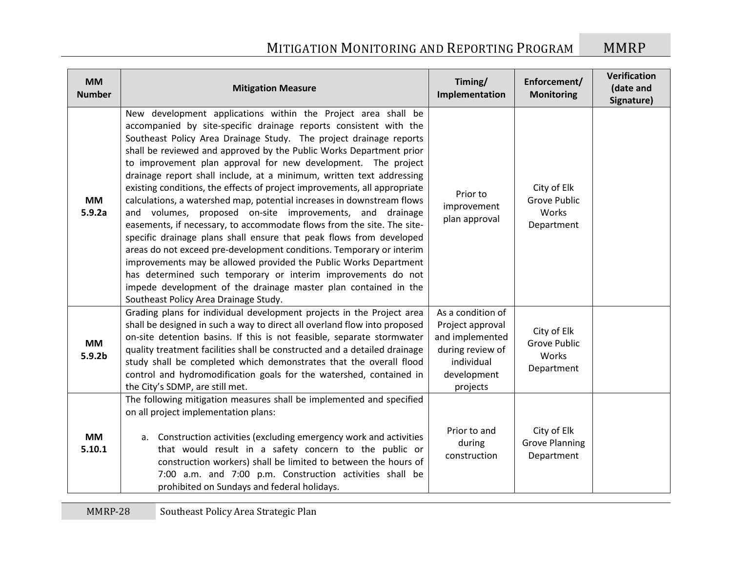| MM Number | Mitigation Measure | Timing/ Implementation | Enforcement/ Monitoring | Verification (date and Signature) |
|---|---|---|---|---|
| **MM 5.9.2a** | New development applications within the Project area shall be accompanied by site-specific drainage reports consistent with the Southeast Policy Area Drainage Study. The project drainage reports shall be reviewed and approved by the Public Works Department prior to improvement plan approval for new development. The project drainage report shall include, at a minimum, written text addressing existing conditions, the effects of project improvements, all appropriate calculations, a watershed map, potential increases in downstream flows and volumes, proposed on-site improvements, and drainage easements, if necessary, to accommodate flows from the site. The site-specific drainage plans shall ensure that peak flows from developed areas do not exceed pre-development conditions. Temporary or interim improvements may be allowed provided the Public Works Department has determined such temporary or interim improvements do not impede development of the drainage master plan contained in the Southeast Policy Area Drainage Study. | Prior to improvement plan approval | City of Elk Grove Public Works Department | |
| **MM 5.9.2b** | Grading plans for individual development projects in the Project area shall be designed in such a way to direct all overland flow into proposed on-site detention basins. If this is not feasible, separate stormwater quality treatment facilities shall be constructed and a detailed drainage study shall be completed which demonstrates that the overall flood control and hydromodification goals for the watershed, contained in the City's SDMP, are still met. | As a condition of Project approval and implemented during review of individual development projects | City of Elk Grove Public Works Department | |
| **MM 5.10.1** | The following mitigation measures shall be implemented and specified on all project implementation plans:<br><br>a. Construction activities (excluding emergency work and activities that would result in a safety concern to the public or construction workers) shall be limited to between the hours of 7:00 a.m. and 7:00 p.m. Construction activities shall be prohibited on Sundays and federal holidays. | Prior to and during construction | City of Elk Grove Planning Department | |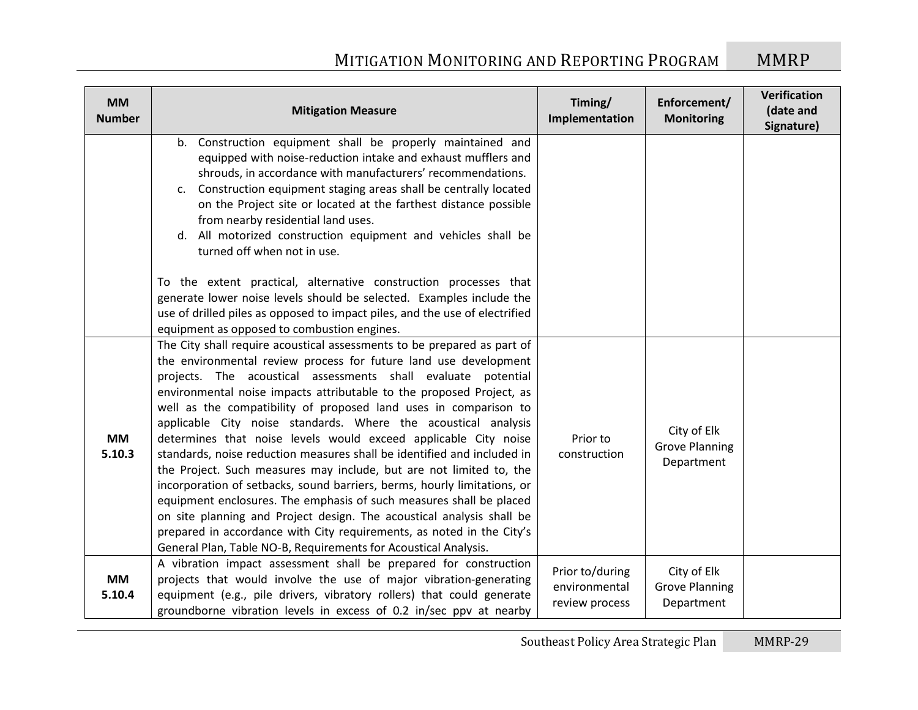| MM Number | Mitigation Measure | Timing/ Implementation | Enforcement/ Monitoring | Verification (date and Signature) |
|---|---|---|---|---|
| | b. Construction equipment shall be properly maintained and equipped with noise-reduction intake and exhaust mufflers and shrouds, in accordance with manufacturers' recommendations.<br>c. Construction equipment staging areas shall be centrally located on the Project site or located at the farthest distance possible from nearby residential land uses.<br>d. All motorized construction equipment and vehicles shall be turned off when not in use.<br><br>To the extent practical, alternative construction processes that generate lower noise levels should be selected. Examples include the use of drilled piles as opposed to impact piles, and the use of electrified equipment as opposed to combustion engines. | | | |
| **MM 5.10.3** | The City shall require acoustical assessments to be prepared as part of the environmental review process for future land use development projects. The acoustical assessments shall evaluate potential environmental noise impacts attributable to the proposed Project, as well as the compatibility of proposed land uses in comparison to applicable City noise standards. Where the acoustical analysis determines that noise levels would exceed applicable City noise standards, noise reduction measures shall be identified and included in the Project. Such measures may include, but are not limited to, the incorporation of setbacks, sound barriers, berms, hourly limitations, or equipment enclosures. The emphasis of such measures shall be placed on site planning and Project design. The acoustical analysis shall be prepared in accordance with City requirements, as noted in the City's General Plan, Table NO-B, Requirements for Acoustical Analysis. | Prior to construction | City of Elk Grove Planning Department | |
| **MM 5.10.4** | A vibration impact assessment shall be prepared for construction projects that would involve the use of major vibration-generating equipment (e.g., pile drivers, vibratory rollers) that could generate groundborne vibration levels in excess of 0.2 in/sec ppv at nearby | Prior to/during environmental review process | City of Elk Grove Planning Department | |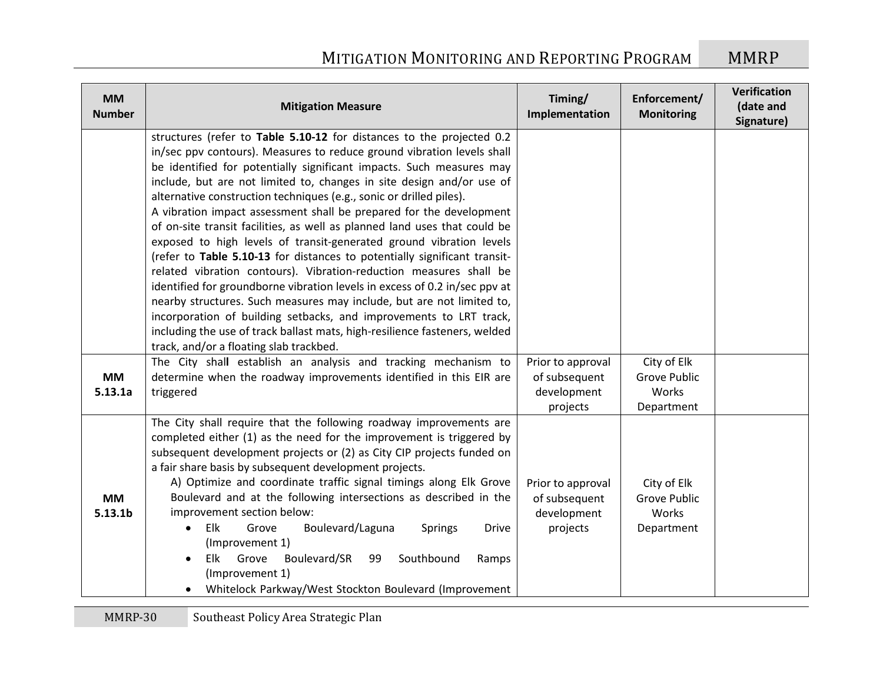| MM Number | Mitigation Measure | Timing/ Implementation | Enforcement/ Monitoring | Verification (date and Signature) |
|---|---|---|---|---|
| | structures (refer to **Table 5.10-12** for distances to the projected 0.2 in/sec ppv contours). Measures to reduce ground vibration levels shall be identified for potentially significant impacts. Such measures may include, but are not limited to, changes in site design and/or use of alternative construction techniques (e.g., sonic or drilled piles).<br>A vibration impact assessment shall be prepared for the development of on-site transit facilities, as well as planned land uses that could be exposed to high levels of transit-generated ground vibration levels (refer to **Table 5.10-13** for distances to potentially significant transit-related vibration contours). Vibration-reduction measures shall be identified for groundborne vibration levels in excess of 0.2 in/sec ppv at nearby structures. Such measures may include, but are not limited to, incorporation of building setbacks, and improvements to LRT track, including the use of track ballast mats, high-resilience fasteners, welded track, and/or a floating slab trackbed. | | | |
| **MM 5.13.1a** | The City shall establish an analysis and tracking mechanism to determine when the roadway improvements identified in this EIR are triggered | Prior to approval of subsequent development projects | City of Elk Grove Public Works Department | |
| **MM 5.13.1b** | The City shall require that the following roadway improvements are completed either (1) as the need for the improvement is triggered by subsequent development projects or (2) as City CIP projects funded on a fair share basis by subsequent development projects.<br>A) Optimize and coordinate traffic signal timings along Elk Grove Boulevard and at the following intersections as described in the improvement section below:<br>• Elk Grove Boulevard/Laguna Springs Drive (Improvement 1)<br>• Elk Grove Boulevard/SR 99 Southbound Ramps (Improvement 1)<br>• Whitelock Parkway/West Stockton Boulevard (Improvement | Prior to approval of subsequent development projects | City of Elk Grove Public Works Department | |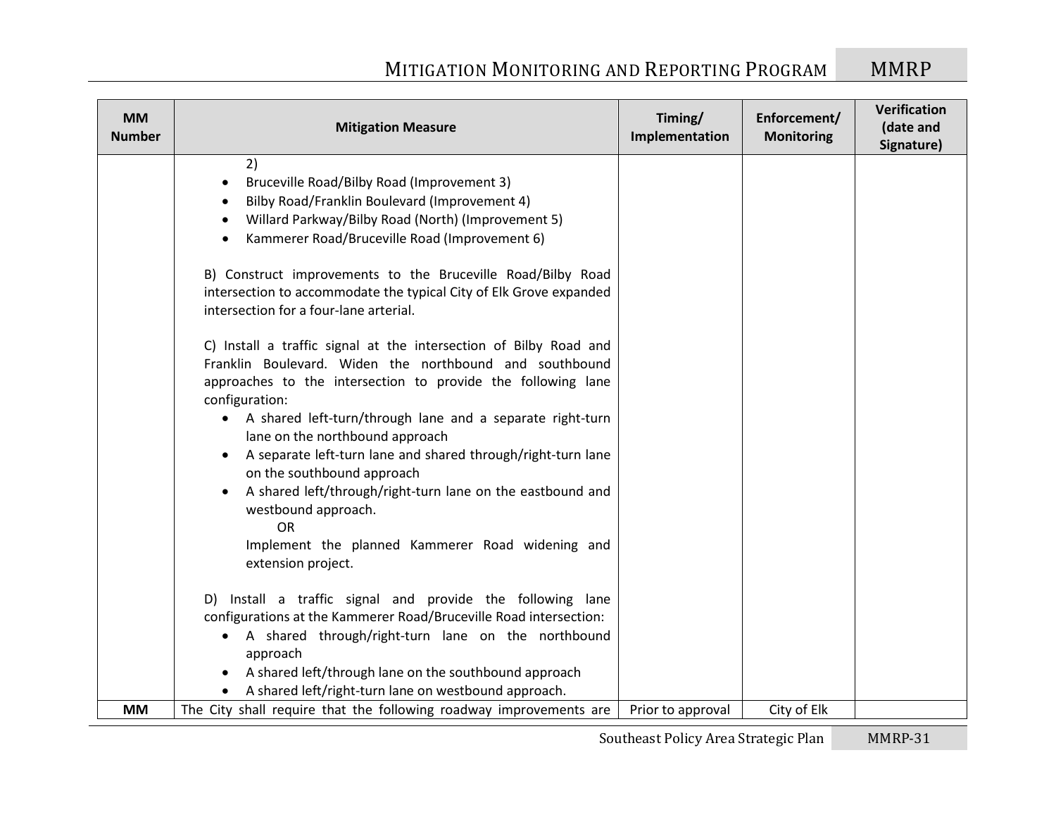| MM Number | Mitigation Measure | Timing/ Implementation | Enforcement/ Monitoring | Verification (date and Signature) |
|---|---|---|---|---|
| | 2)<br>• Bruceville Road/Bilby Road (Improvement 3)<br>• Bilby Road/Franklin Boulevard (Improvement 4)<br>• Willard Parkway/Bilby Road (North) (Improvement 5)<br>• Kammerer Road/Bruceville Road (Improvement 6)<br><br>B) Construct improvements to the Bruceville Road/Bilby Road intersection to accommodate the typical City of Elk Grove expanded intersection for a four-lane arterial.<br><br>C) Install a traffic signal at the intersection of Bilby Road and Franklin Boulevard. Widen the northbound and southbound approaches to the intersection to provide the following lane configuration:<br>• A shared left-turn/through lane and a separate right-turn lane on the northbound approach<br>• A separate left-turn lane and shared through/right-turn lane on the southbound approach<br>• A shared left/through/right-turn lane on the eastbound and westbound approach.<br>OR<br>Implement the planned Kammerer Road widening and extension project.<br><br>D) Install a traffic signal and provide the following lane configurations at the Kammerer Road/Bruceville Road intersection:<br>• A shared through/right-turn lane on the northbound approach<br>• A shared left/through lane on the southbound approach<br>• A shared left/right-turn lane on westbound approach. | | | |
| **MM** | The City shall require that the following roadway improvements are | Prior to approval | City of Elk | |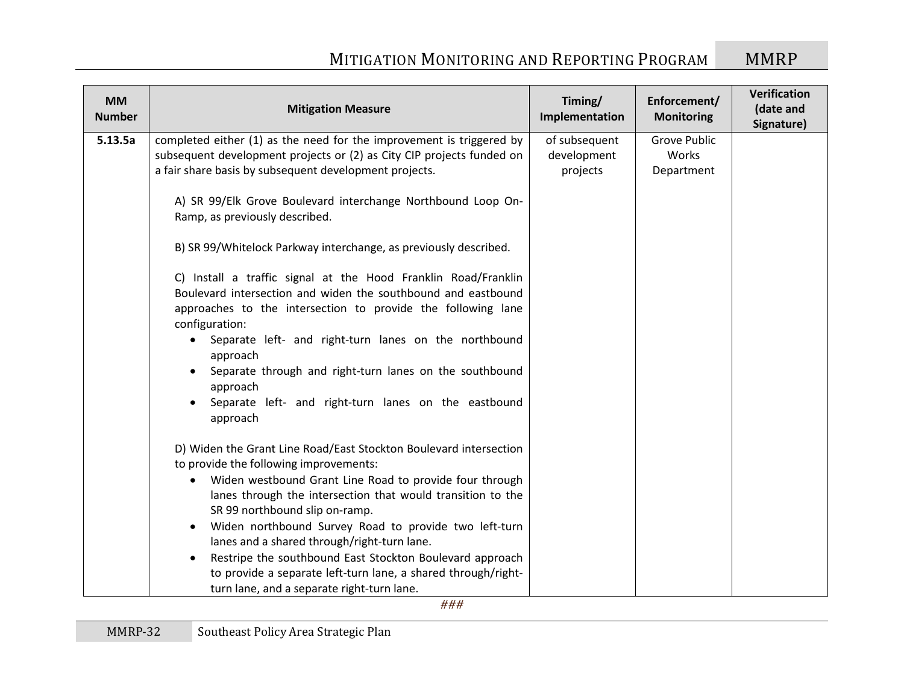| MM Number | Mitigation Measure | Timing/ Implementation | Enforcement/ Monitoring | Verification (date and Signature) |
|---|---|---|---|---|
| 5.13.5a | completed either (1) as the need for the improvement is triggered by subsequent development projects or (2) as City CIP projects funded on a fair share basis by subsequent development projects.<br><br>A) SR 99/Elk Grove Boulevard interchange Northbound Loop On-Ramp, as previously described.<br><br>B) SR 99/Whitelock Parkway interchange, as previously described.<br><br>C) Install a traffic signal at the Hood Franklin Road/Franklin Boulevard intersection and widen the southbound and eastbound approaches to the intersection to provide the following lane configuration:<br>• Separate left- and right-turn lanes on the northbound approach<br>• Separate through and right-turn lanes on the southbound approach<br>• Separate left- and right-turn lanes on the eastbound approach<br><br>D) Widen the Grant Line Road/East Stockton Boulevard intersection to provide the following improvements:<br>• Widen westbound Grant Line Road to provide four through lanes through the intersection that would transition to the SR 99 northbound slip on-ramp.<br>• Widen northbound Survey Road to provide two left-turn lanes and a shared through/right-turn lane.<br>• Restripe the southbound East Stockton Boulevard approach to provide a separate left-turn lane, a shared through/right-turn lane, and a separate right-turn lane. | of subsequent development projects | Grove Public Works Department | |

###